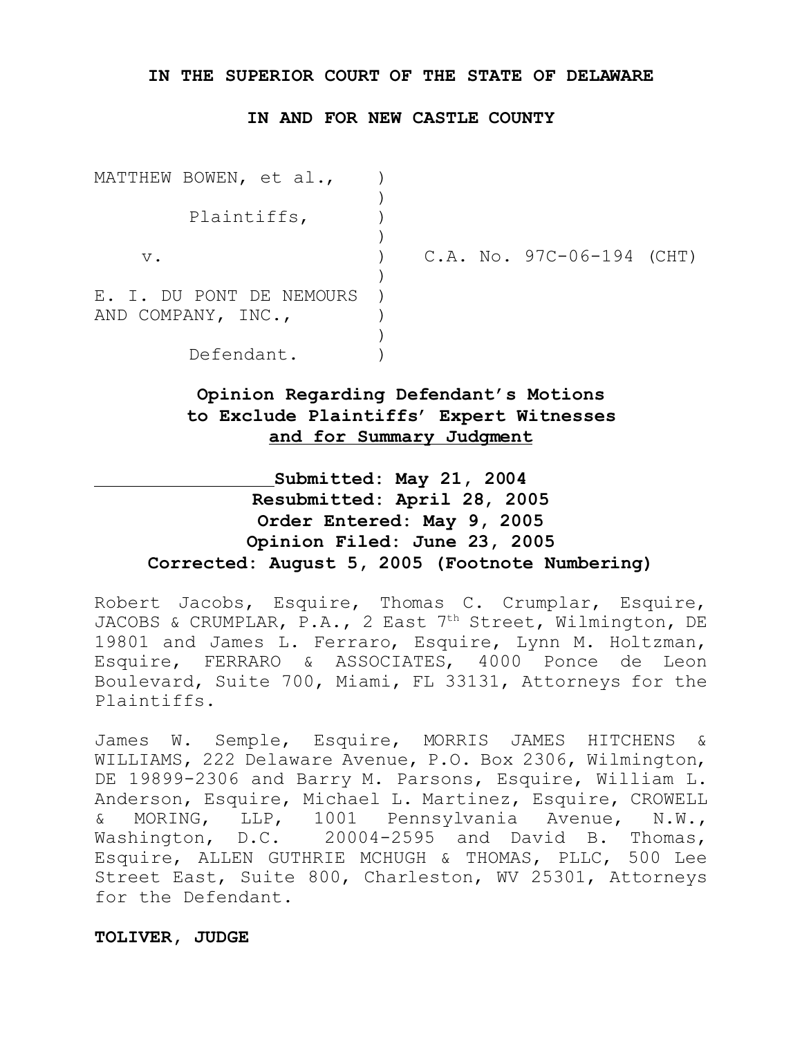**IN THE SUPERIOR COURT OF THE STATE OF DELAWARE**

**IN AND FOR NEW CASTLE COUNTY**

| | | |
|---|---|---|
| MATTHEW BOWEN, et al., | ) | |
| Plaintiffs, | ) | |
| v. | ) | C.A. No. 97C-06-194 (CHT) |
| E. I. DU PONT DE NEMOURS AND COMPANY, INC., | ) | |
| Defendant. | ) | |

**Opinion Regarding Defendant's Motions to Exclude Plaintiffs' Expert Witnesses and for Summary Judgment**

**Submitted: May 21, 2004**
**Resubmitted: April 28, 2005**
**Order Entered: May 9, 2005**
**Opinion Filed: June 23, 2005**
**Corrected: August 5, 2005 (Footnote Numbering)**

Robert Jacobs, Esquire, Thomas C. Crumplar, Esquire, JACOBS & CRUMPLAR, P.A., 2 East 7th Street, Wilmington, DE 19801 and James L. Ferraro, Esquire, Lynn M. Holtzman, Esquire, FERRARO & ASSOCIATES, 4000 Ponce de Leon Boulevard, Suite 700, Miami, FL 33131, Attorneys for the Plaintiffs.

James W. Semple, Esquire, MORRIS JAMES HITCHENS & WILLIAMS, 222 Delaware Avenue, P.O. Box 2306, Wilmington, DE 19899-2306 and Barry M. Parsons, Esquire, William L. Anderson, Esquire, Michael L. Martinez, Esquire, CROWELL & MORING, LLP, 1001 Pennsylvania Avenue, N.W., Washington, D.C. 20004-2595 and David B. Thomas, Esquire, ALLEN GUTHRIE MCHUGH & THOMAS, PLLC, 500 Lee Street East, Suite 800, Charleston, WV 25301, Attorneys for the Defendant.

**TOLIVER, JUDGE**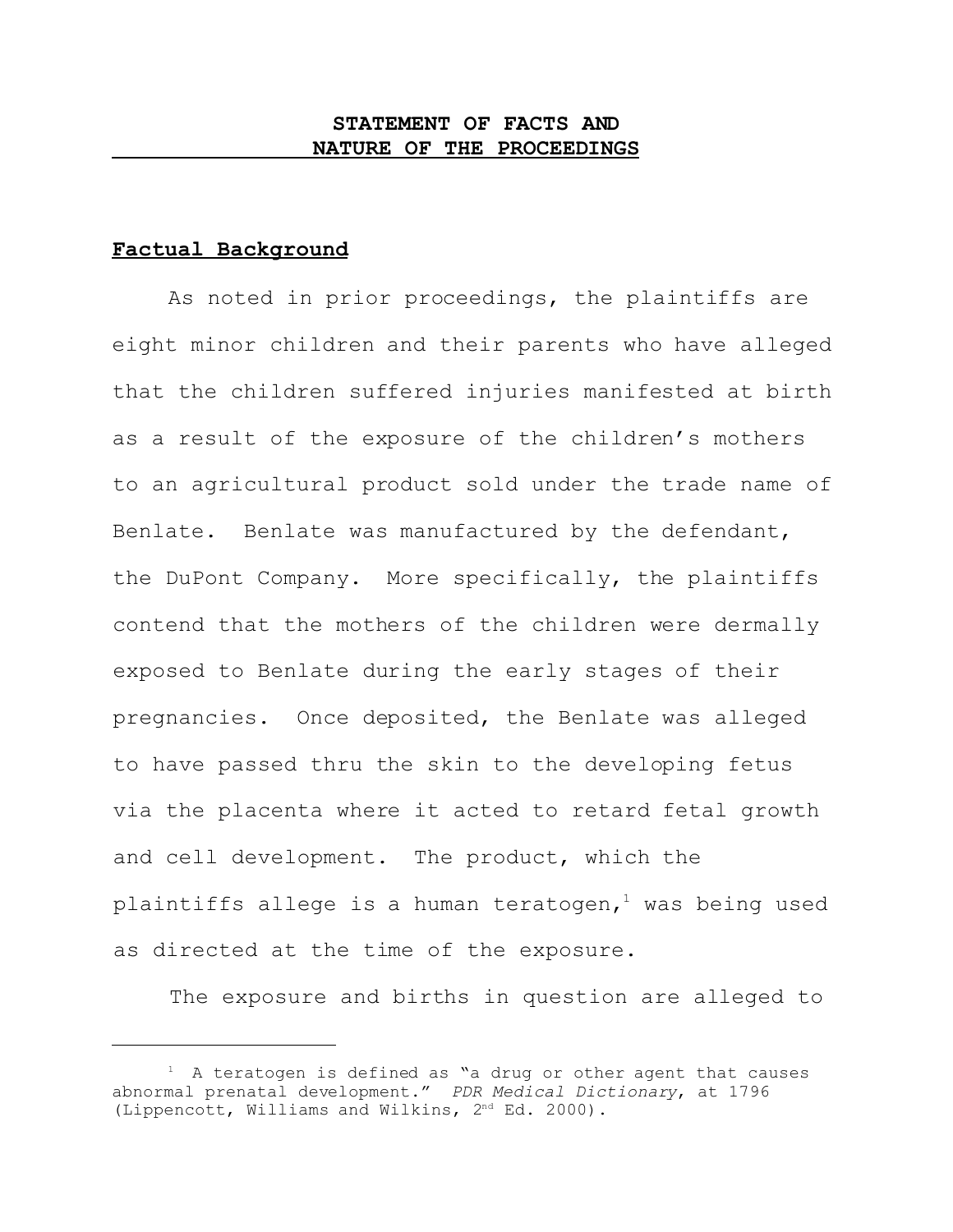## STATEMENT OF FACTS AND NATURE OF THE PROCEEDINGS

### Factual Background

As noted in prior proceedings, the plaintiffs are eight minor children and their parents who have alleged that the children suffered injuries manifested at birth as a result of the exposure of the children's mothers to an agricultural product sold under the trade name of Benlate. Benlate was manufactured by the defendant, the DuPont Company. More specifically, the plaintiffs contend that the mothers of the children were dermally exposed to Benlate during the early stages of their pregnancies. Once deposited, the Benlate was alleged to have passed thru the skin to the developing fetus via the placenta where it acted to retard fetal growth and cell development. The product, which the plaintiffs allege is a human teratogen,[1] was being used as directed at the time of the exposure.

The exposure and births in question are alleged to

---

[1] A teratogen is defined as "a drug or other agent that causes abnormal prenatal development." *PDR Medical Dictionary*, at 1796 (Lippencott, Williams and Wilkins, 2nd Ed. 2000).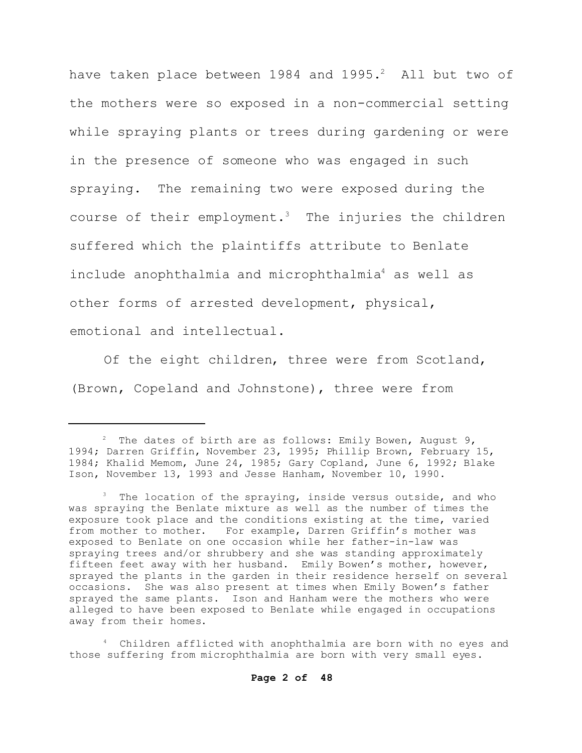have taken place between 1984 and 1995.[2] All but two of the mothers were so exposed in a non-commercial setting while spraying plants or trees during gardening or were in the presence of someone who was engaged in such spraying. The remaining two were exposed during the course of their employment.[3] The injuries the children suffered which the plaintiffs attribute to Benlate include anophthalmia and microphthalmia[4] as well as other forms of arrested development, physical, emotional and intellectual.

Of the eight children, three were from Scotland, (Brown, Copeland and Johnstone), three were from

---

[2] The dates of birth are as follows: Emily Bowen, August 9, 1994; Darren Griffin, November 23, 1995; Phillip Brown, February 15, 1984; Khalid Memom, June 24, 1985; Gary Copland, June 6, 1992; Blake Ison, November 13, 1993 and Jesse Hanham, November 10, 1990.

[3] The location of the spraying, inside versus outside, and who was spraying the Benlate mixture as well as the number of times the exposure took place and the conditions existing at the time, varied from mother to mother. For example, Darren Griffin's mother was exposed to Benlate on one occasion while her father-in-law was spraying trees and/or shrubbery and she was standing approximately fifteen feet away with her husband. Emily Bowen's mother, however, sprayed the plants in the garden in their residence herself on several occasions. She was also present at times when Emily Bowen's father sprayed the same plants. Ison and Hanham were the mothers who were alleged to have been exposed to Benlate while engaged in occupations away from their homes.

[4] Children afflicted with anophthalmia are born with no eyes and those suffering from microphthalmia are born with very small eyes.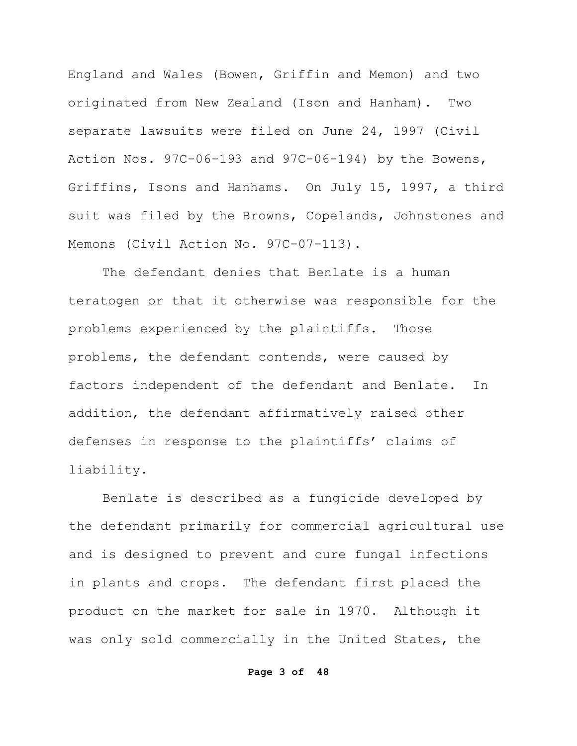England and Wales (Bowen, Griffin and Memon) and two originated from New Zealand (Ison and Hanham). Two separate lawsuits were filed on June 24, 1997 (Civil Action Nos. 97C-06-193 and 97C-06-194) by the Bowens, Griffins, Isons and Hanhams. On July 15, 1997, a third suit was filed by the Browns, Copelands, Johnstones and Memons (Civil Action No. 97C-07-113).

The defendant denies that Benlate is a human teratogen or that it otherwise was responsible for the problems experienced by the plaintiffs. Those problems, the defendant contends, were caused by factors independent of the defendant and Benlate. In addition, the defendant affirmatively raised other defenses in response to the plaintiffs' claims of liability.

Benlate is described as a fungicide developed by the defendant primarily for commercial agricultural use and is designed to prevent and cure fungal infections in plants and crops. The defendant first placed the product on the market for sale in 1970. Although it was only sold commercially in the United States, the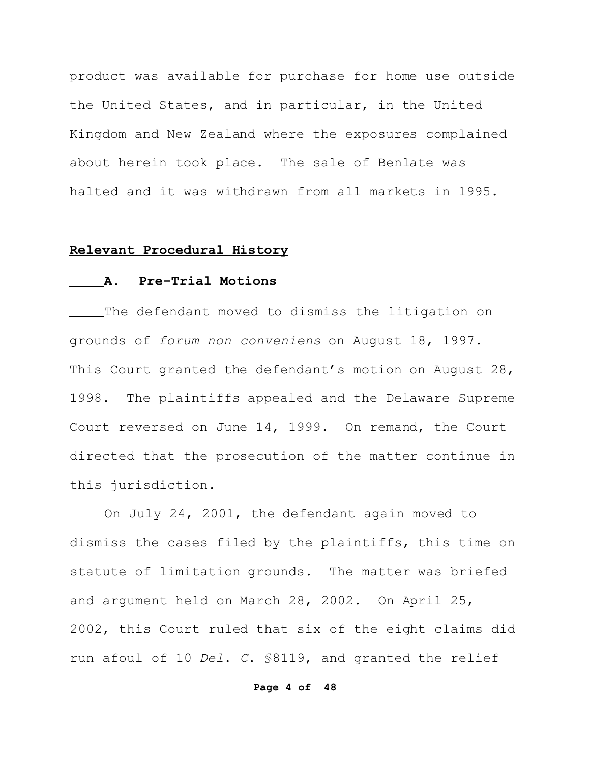product was available for purchase for home use outside the United States, and in particular, in the United Kingdom and New Zealand where the exposures complained about herein took place. The sale of Benlate was halted and it was withdrawn from all markets in 1995.

## Relevant Procedural History

### A. Pre-Trial Motions

The defendant moved to dismiss the litigation on grounds of *forum non conveniens* on August 18, 1997. This Court granted the defendant's motion on August 28, 1998. The plaintiffs appealed and the Delaware Supreme Court reversed on June 14, 1999. On remand, the Court directed that the prosecution of the matter continue in this jurisdiction.

On July 24, 2001, the defendant again moved to dismiss the cases filed by the plaintiffs, this time on statute of limitation grounds. The matter was briefed and argument held on March 28, 2002. On April 25, 2002, this Court ruled that six of the eight claims did run afoul of 10 *Del. C.* §8119, and granted the relief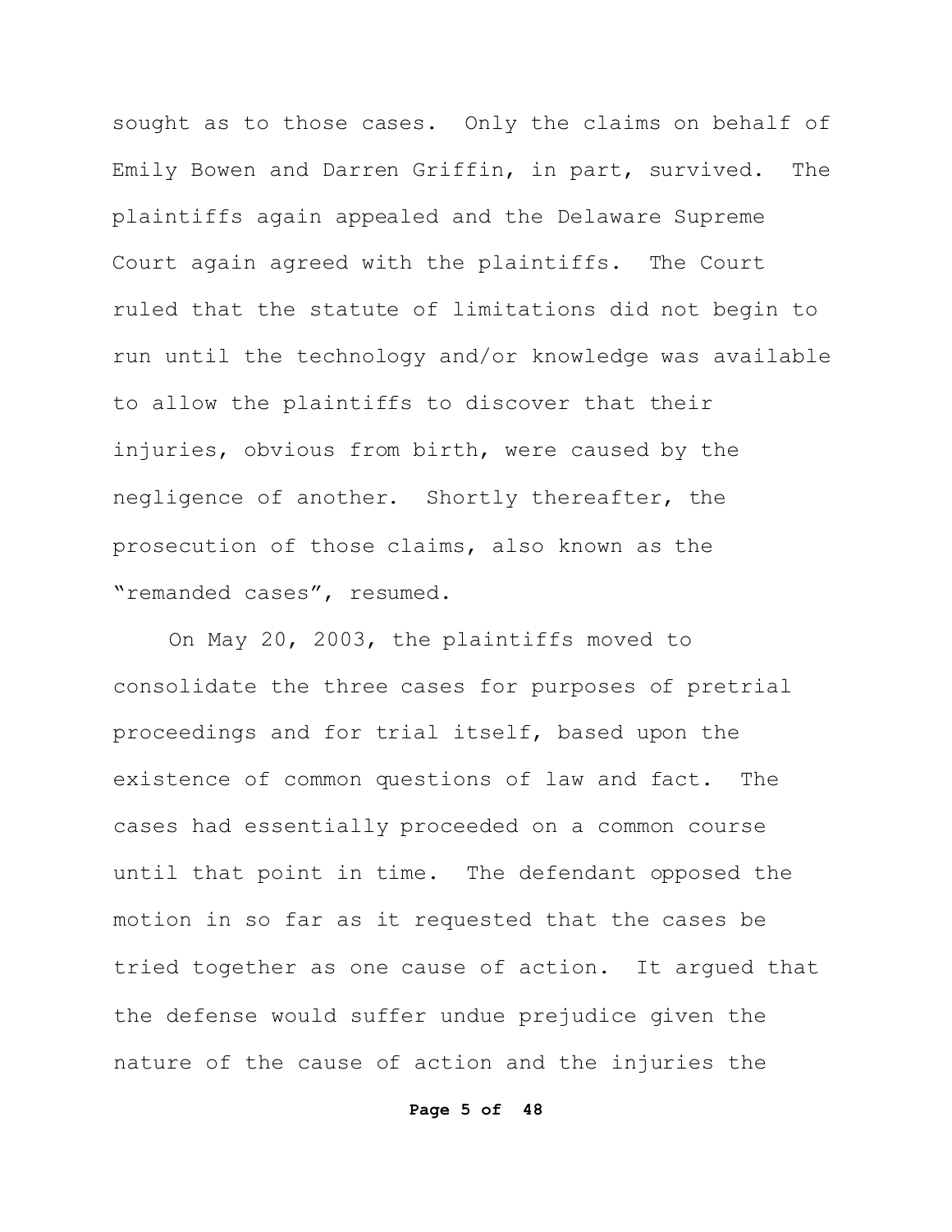sought as to those cases. Only the claims on behalf of Emily Bowen and Darren Griffin, in part, survived. The plaintiffs again appealed and the Delaware Supreme Court again agreed with the plaintiffs. The Court ruled that the statute of limitations did not begin to run until the technology and/or knowledge was available to allow the plaintiffs to discover that their injuries, obvious from birth, were caused by the negligence of another. Shortly thereafter, the prosecution of those claims, also known as the "remanded cases", resumed.

On May 20, 2003, the plaintiffs moved to consolidate the three cases for purposes of pretrial proceedings and for trial itself, based upon the existence of common questions of law and fact. The cases had essentially proceeded on a common course until that point in time. The defendant opposed the motion in so far as it requested that the cases be tried together as one cause of action. It argued that the defense would suffer undue prejudice given the nature of the cause of action and the injuries the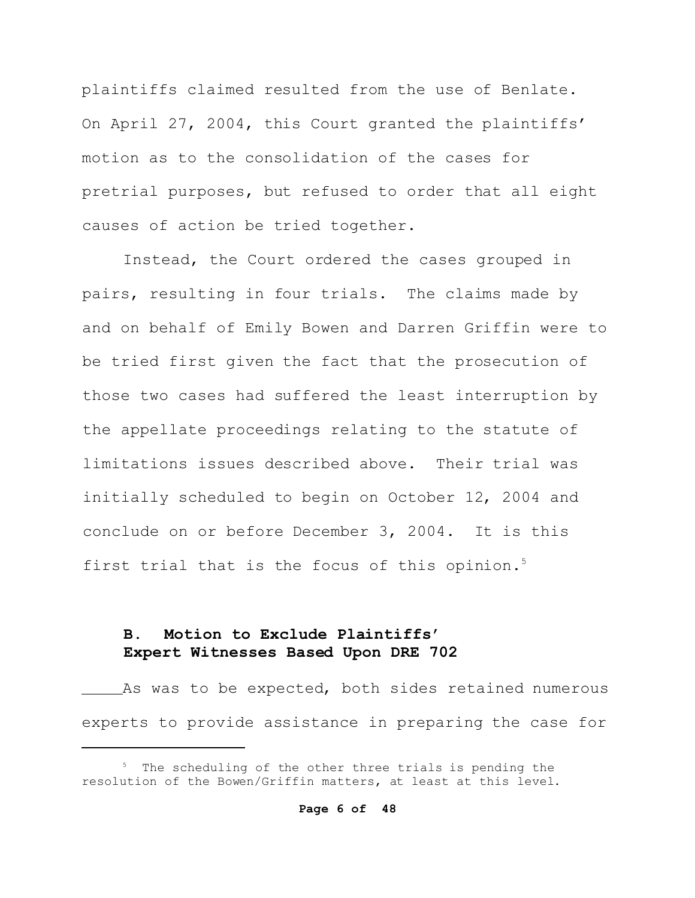plaintiffs claimed resulted from the use of Benlate. On April 27, 2004, this Court granted the plaintiffs' motion as to the consolidation of the cases for pretrial purposes, but refused to order that all eight causes of action be tried together.

Instead, the Court ordered the cases grouped in pairs, resulting in four trials. The claims made by and on behalf of Emily Bowen and Darren Griffin were to be tried first given the fact that the prosecution of those two cases had suffered the least interruption by the appellate proceedings relating to the statute of limitations issues described above. Their trial was initially scheduled to begin on October 12, 2004 and conclude on or before December 3, 2004. It is this first trial that is the focus of this opinion.[5]

### B. Motion to Exclude Plaintiffs' Expert Witnesses Based Upon DRE 702

As was to be expected, both sides retained numerous experts to provide assistance in preparing the case for

---

[5] The scheduling of the other three trials is pending the resolution of the Bowen/Griffin matters, at least at this level.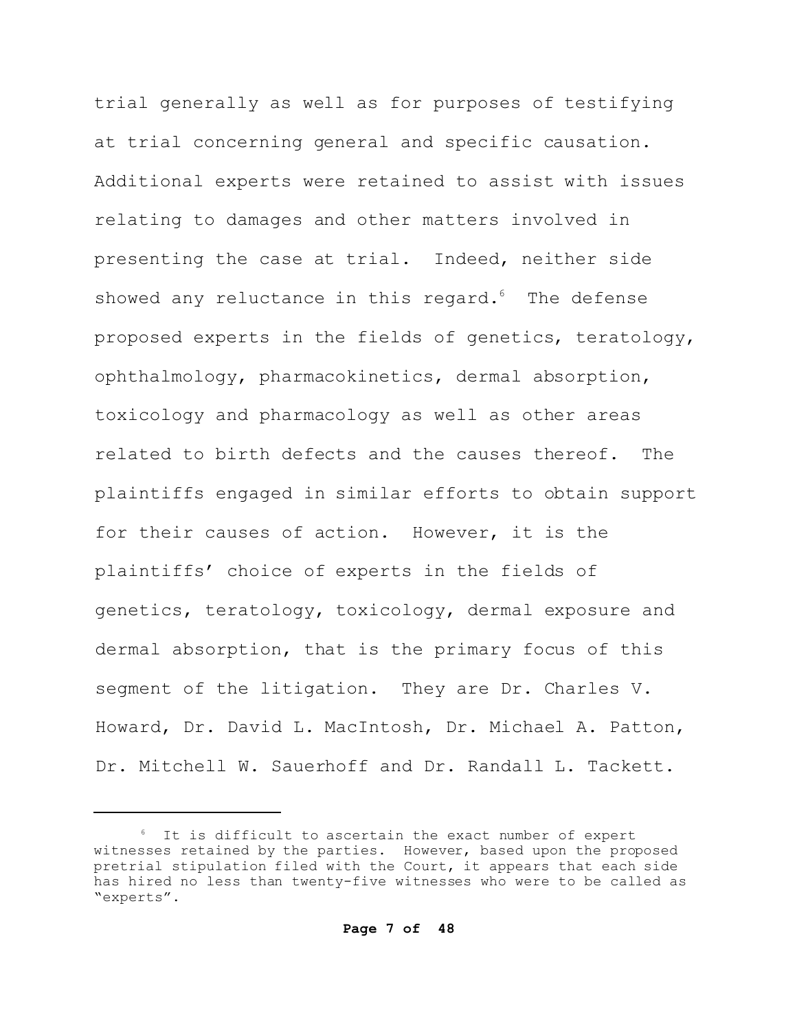trial generally as well as for purposes of testifying at trial concerning general and specific causation. Additional experts were retained to assist with issues relating to damages and other matters involved in presenting the case at trial. Indeed, neither side showed any reluctance in this regard.[6] The defense proposed experts in the fields of genetics, teratology, ophthalmology, pharmacokinetics, dermal absorption, toxicology and pharmacology as well as other areas related to birth defects and the causes thereof. The plaintiffs engaged in similar efforts to obtain support for their causes of action. However, it is the plaintiffs' choice of experts in the fields of genetics, teratology, toxicology, dermal exposure and dermal absorption, that is the primary focus of this segment of the litigation. They are Dr. Charles V. Howard, Dr. David L. MacIntosh, Dr. Michael A. Patton, Dr. Mitchell W. Sauerhoff and Dr. Randall L. Tackett.

---

[6] It is difficult to ascertain the exact number of expert witnesses retained by the parties. However, based upon the proposed pretrial stipulation filed with the Court, it appears that each side has hired no less than twenty-five witnesses who were to be called as "experts".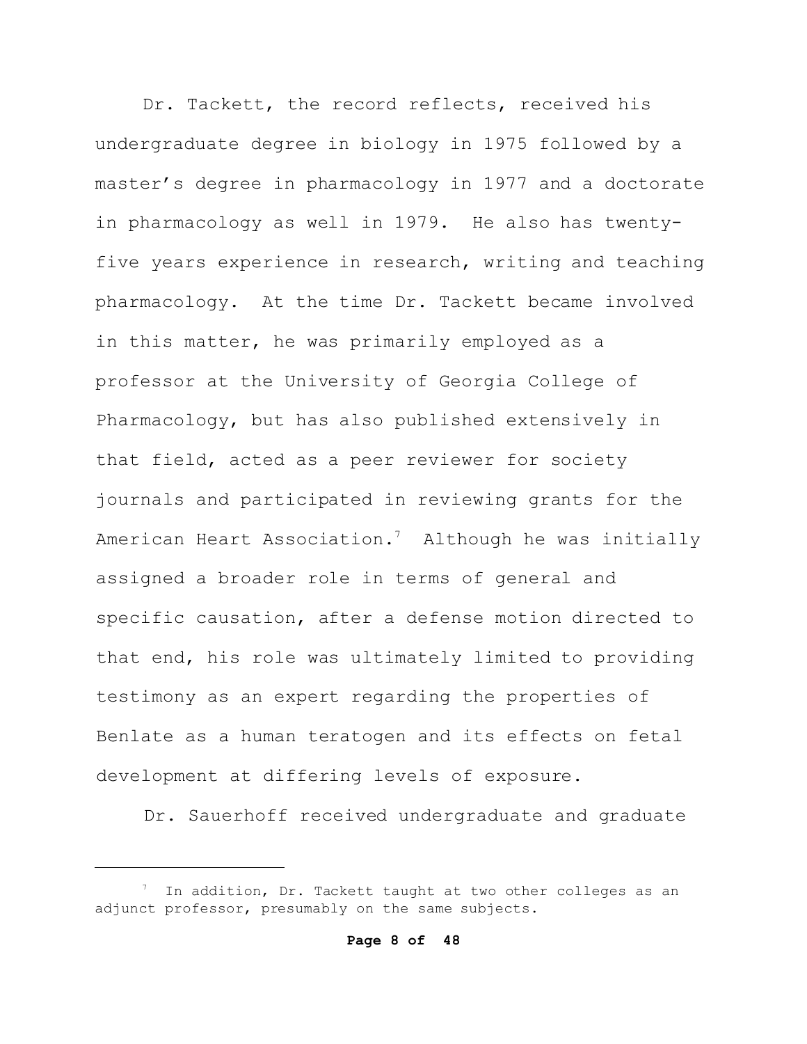Dr. Tackett, the record reflects, received his undergraduate degree in biology in 1975 followed by a master's degree in pharmacology in 1977 and a doctorate in pharmacology as well in 1979. He also has twenty-five years experience in research, writing and teaching pharmacology. At the time Dr. Tackett became involved in this matter, he was primarily employed as a professor at the University of Georgia College of Pharmacology, but has also published extensively in that field, acted as a peer reviewer for society journals and participated in reviewing grants for the American Heart Association.[7] Although he was initially assigned a broader role in terms of general and specific causation, after a defense motion directed to that end, his role was ultimately limited to providing testimony as an expert regarding the properties of Benlate as a human teratogen and its effects on fetal development at differing levels of exposure.

Dr. Sauerhoff received undergraduate and graduate

---

[7] In addition, Dr. Tackett taught at two other colleges as an adjunct professor, presumably on the same subjects.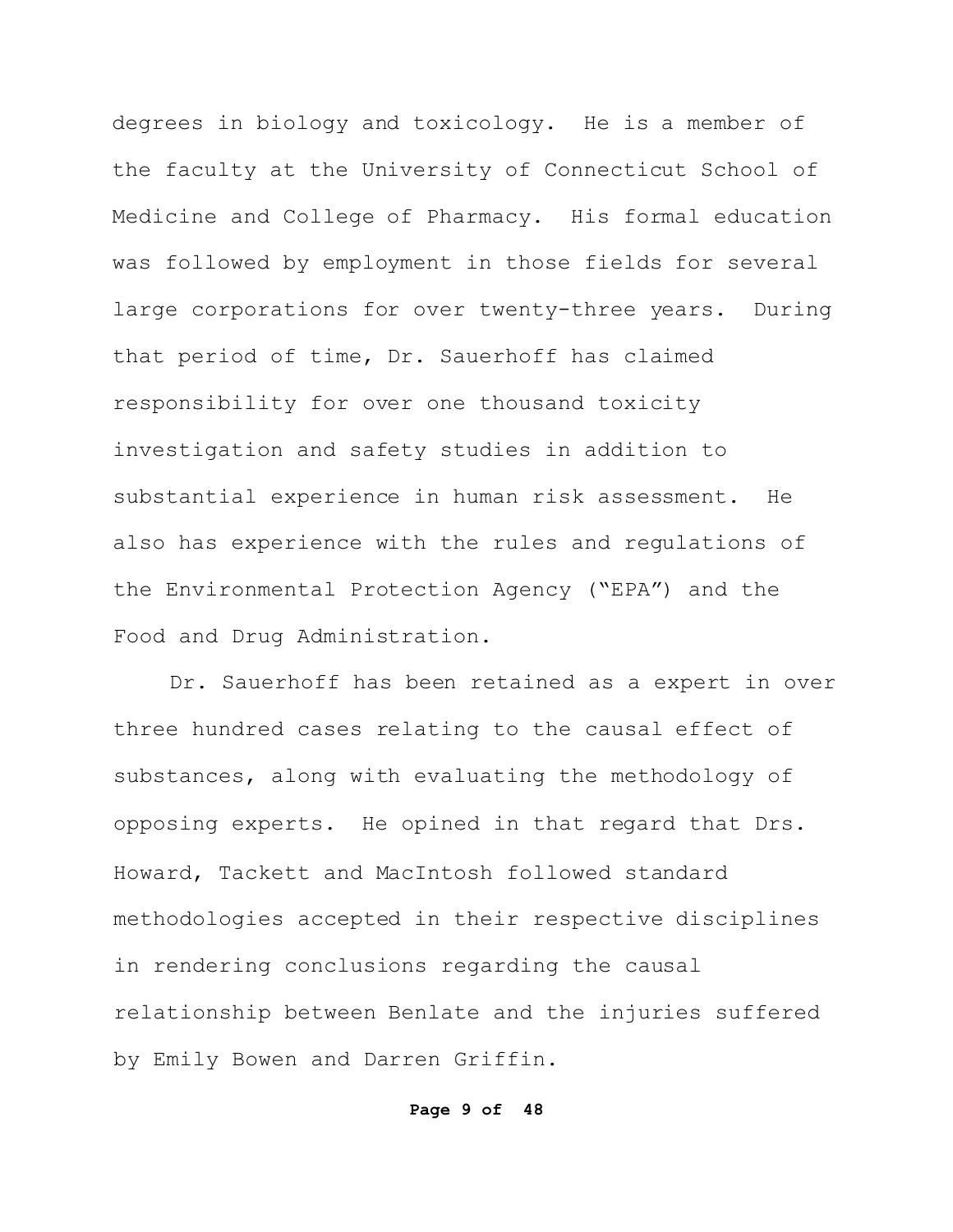degrees in biology and toxicology. He is a member of the faculty at the University of Connecticut School of Medicine and College of Pharmacy. His formal education was followed by employment in those fields for several large corporations for over twenty-three years. During that period of time, Dr. Sauerhoff has claimed responsibility for over one thousand toxicity investigation and safety studies in addition to substantial experience in human risk assessment. He also has experience with the rules and regulations of the Environmental Protection Agency ("EPA") and the Food and Drug Administration.

Dr. Sauerhoff has been retained as a expert in over three hundred cases relating to the causal effect of substances, along with evaluating the methodology of opposing experts. He opined in that regard that Drs. Howard, Tackett and MacIntosh followed standard methodologies accepted in their respective disciplines in rendering conclusions regarding the causal relationship between Benlate and the injuries suffered by Emily Bowen and Darren Griffin.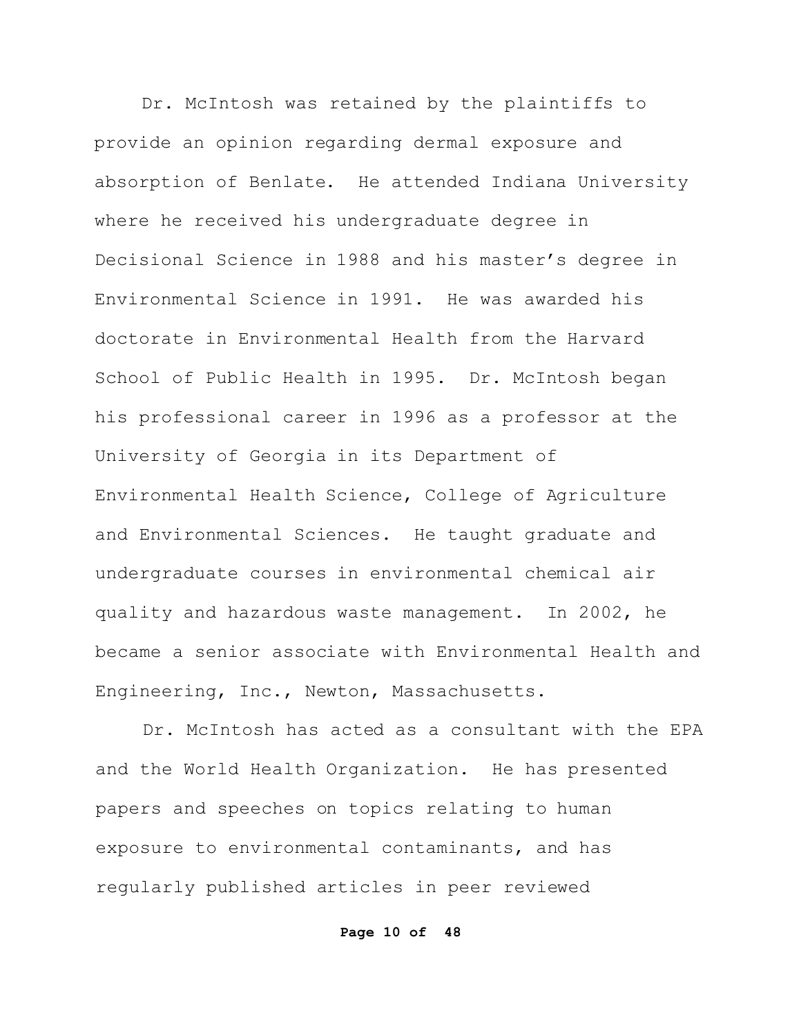Dr. McIntosh was retained by the plaintiffs to provide an opinion regarding dermal exposure and absorption of Benlate. He attended Indiana University where he received his undergraduate degree in Decisional Science in 1988 and his master's degree in Environmental Science in 1991. He was awarded his doctorate in Environmental Health from the Harvard School of Public Health in 1995. Dr. McIntosh began his professional career in 1996 as a professor at the University of Georgia in its Department of Environmental Health Science, College of Agriculture and Environmental Sciences. He taught graduate and undergraduate courses in environmental chemical air quality and hazardous waste management. In 2002, he became a senior associate with Environmental Health and Engineering, Inc., Newton, Massachusetts.

Dr. McIntosh has acted as a consultant with the EPA and the World Health Organization. He has presented papers and speeches on topics relating to human exposure to environmental contaminants, and has regularly published articles in peer reviewed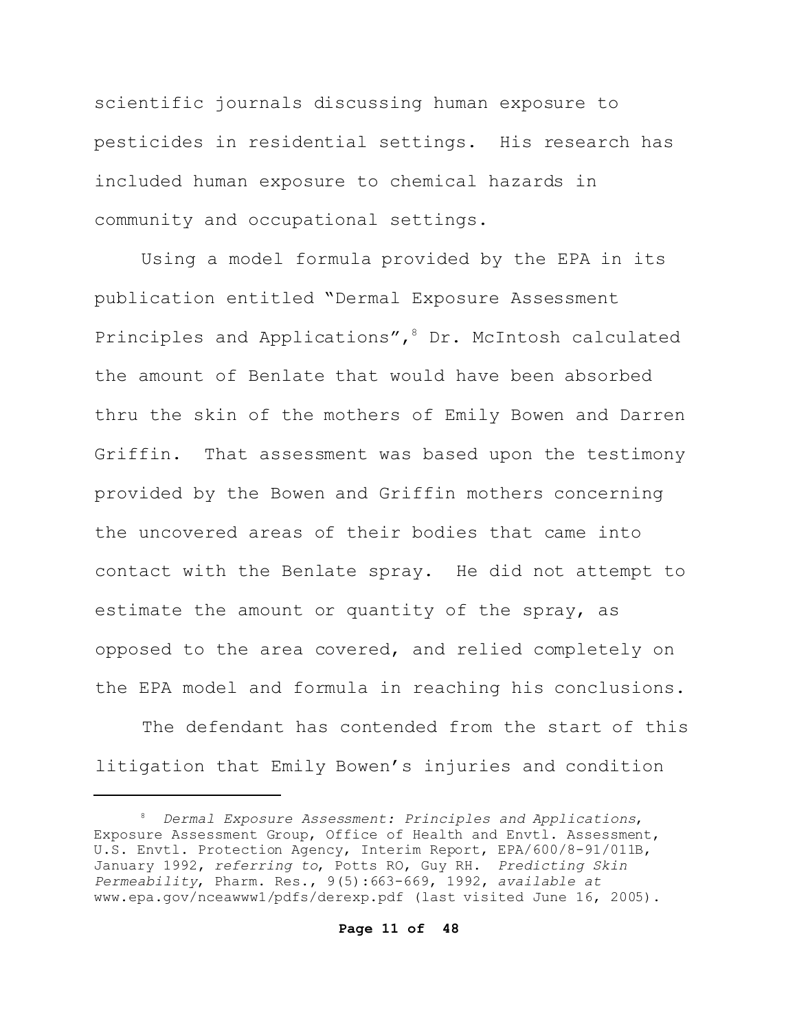scientific journals discussing human exposure to pesticides in residential settings. His research has included human exposure to chemical hazards in community and occupational settings.

Using a model formula provided by the EPA in its publication entitled "Dermal Exposure Assessment Principles and Applications",[8] Dr. McIntosh calculated the amount of Benlate that would have been absorbed thru the skin of the mothers of Emily Bowen and Darren Griffin. That assessment was based upon the testimony provided by the Bowen and Griffin mothers concerning the uncovered areas of their bodies that came into contact with the Benlate spray. He did not attempt to estimate the amount or quantity of the spray, as opposed to the area covered, and relied completely on the EPA model and formula in reaching his conclusions.

The defendant has contended from the start of this litigation that Emily Bowen's injuries and condition

---

[8] *Dermal Exposure Assessment: Principles and Applications*, Exposure Assessment Group, Office of Health and Envtl. Assessment, U.S. Envtl. Protection Agency, Interim Report, EPA/600/8-91/011B, January 1992, *referring to*, Potts RO, Guy RH. *Predicting Skin Permeability*, Pharm. Res., 9(5):663-669, 1992, *available at* www.epa.gov/nceawww1/pdfs/derexp.pdf (last visited June 16, 2005).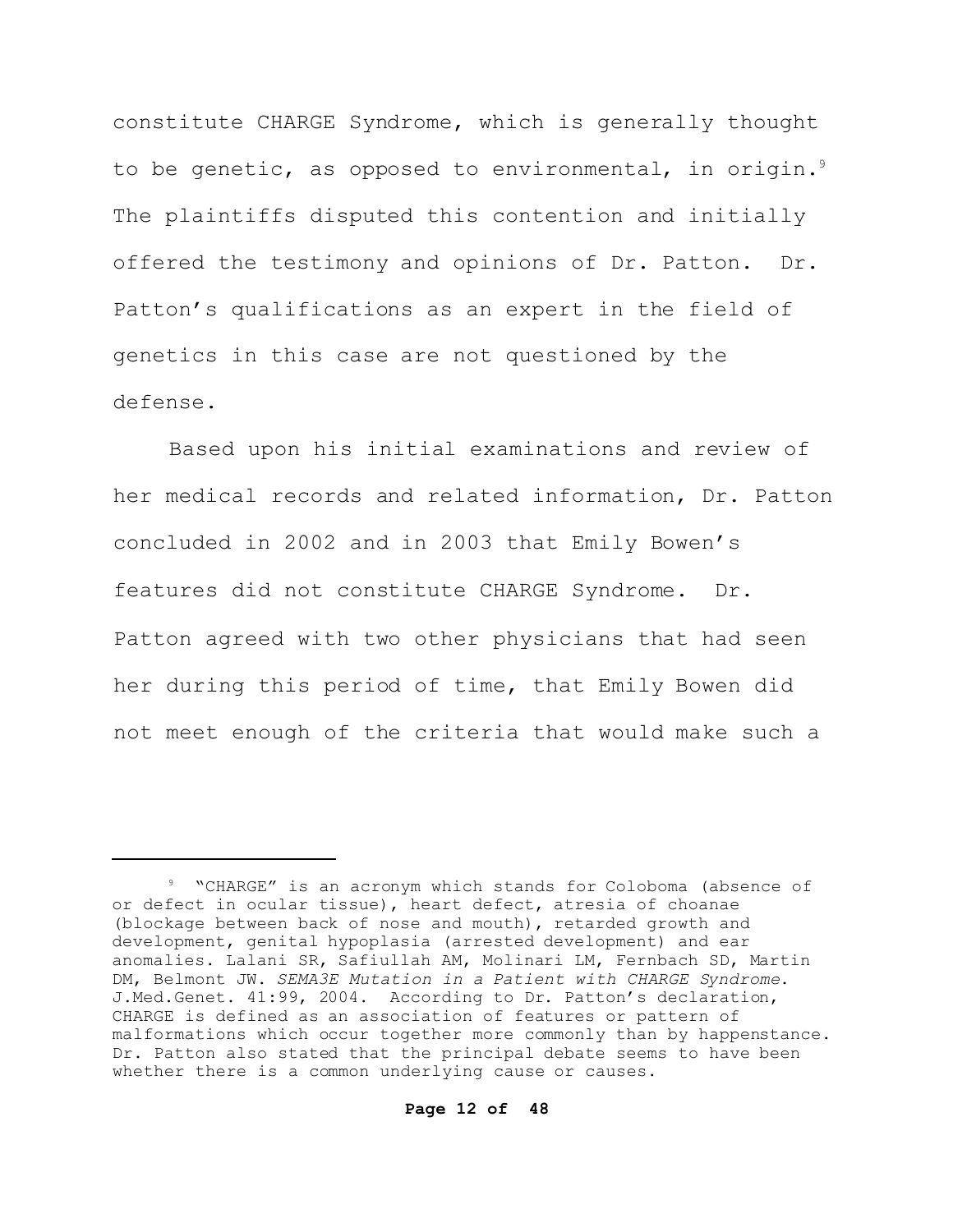constitute CHARGE Syndrome, which is generally thought to be genetic, as opposed to environmental, in origin.[9] The plaintiffs disputed this contention and initially offered the testimony and opinions of Dr. Patton. Dr. Patton's qualifications as an expert in the field of genetics in this case are not questioned by the defense.

Based upon his initial examinations and review of her medical records and related information, Dr. Patton concluded in 2002 and in 2003 that Emily Bowen's features did not constitute CHARGE Syndrome. Dr. Patton agreed with two other physicians that had seen her during this period of time, that Emily Bowen did not meet enough of the criteria that would make such a

---

[9] "CHARGE" is an acronym which stands for Coloboma (absence of or defect in ocular tissue), heart defect, atresia of choanae (blockage between back of nose and mouth), retarded growth and development, genital hypoplasia (arrested development) and ear anomalies. Lalani SR, Safiullah AM, Molinari LM, Fernbach SD, Martin DM, Belmont JW. *SEMA3E Mutation in a Patient with CHARGE Syndrome*. J.Med.Genet. 41:99, 2004. According to Dr. Patton's declaration, CHARGE is defined as an association of features or pattern of malformations which occur together more commonly than by happenstance. Dr. Patton also stated that the principal debate seems to have been whether there is a common underlying cause or causes.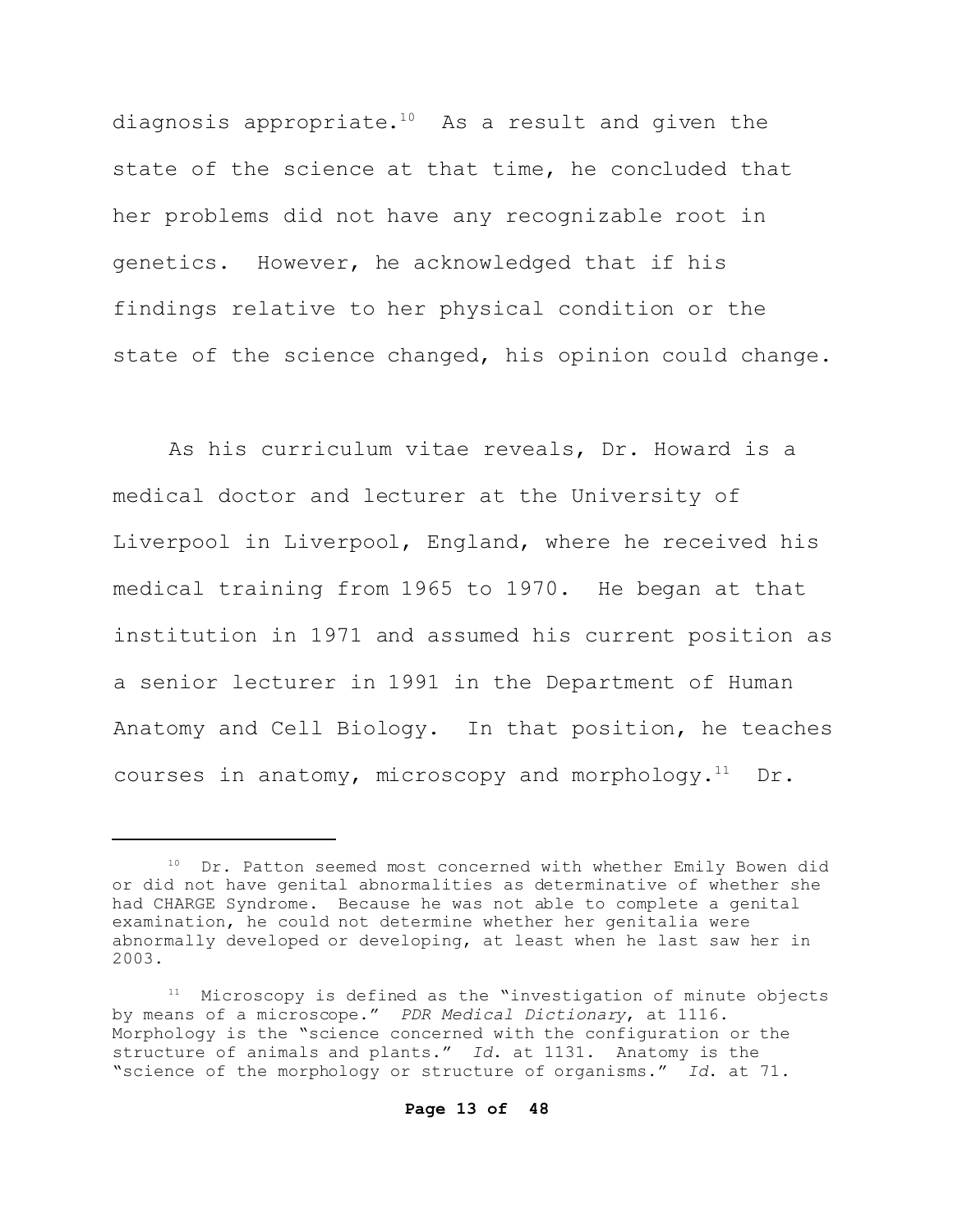diagnosis appropriate.[10] As a result and given the state of the science at that time, he concluded that her problems did not have any recognizable root in genetics. However, he acknowledged that if his findings relative to her physical condition or the state of the science changed, his opinion could change.

As his curriculum vitae reveals, Dr. Howard is a medical doctor and lecturer at the University of Liverpool in Liverpool, England, where he received his medical training from 1965 to 1970. He began at that institution in 1971 and assumed his current position as a senior lecturer in 1991 in the Department of Human Anatomy and Cell Biology. In that position, he teaches courses in anatomy, microscopy and morphology.[11] Dr.

---

[10] Dr. Patton seemed most concerned with whether Emily Bowen did or did not have genital abnormalities as determinative of whether she had CHARGE Syndrome. Because he was not able to complete a genital examination, he could not determine whether her genitalia were abnormally developed or developing, at least when he last saw her in 2003.

[11] Microscopy is defined as the "investigation of minute objects by means of a microscope." *PDR Medical Dictionary*, at 1116. Morphology is the "science concerned with the configuration or the structure of animals and plants." *Id.* at 1131. Anatomy is the "science of the morphology or structure of organisms." *Id.* at 71.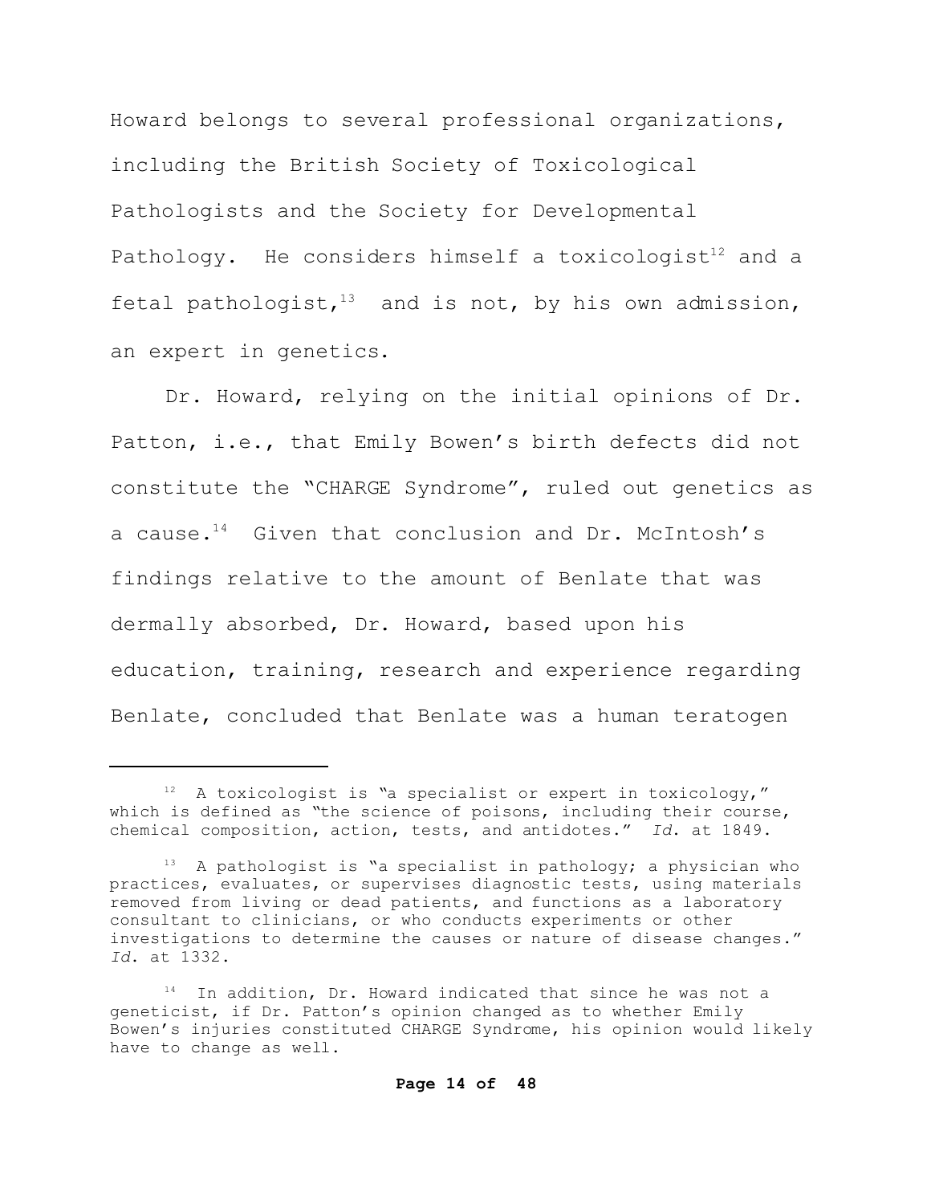Howard belongs to several professional organizations, including the British Society of Toxicological Pathologists and the Society for Developmental Pathology. He considers himself a toxicologist[12] and a fetal pathologist,[13] and is not, by his own admission, an expert in genetics.

Dr. Howard, relying on the initial opinions of Dr. Patton, i.e., that Emily Bowen's birth defects did not constitute the "CHARGE Syndrome", ruled out genetics as a cause.[14] Given that conclusion and Dr. McIntosh's findings relative to the amount of Benlate that was dermally absorbed, Dr. Howard, based upon his education, training, research and experience regarding Benlate, concluded that Benlate was a human teratogen

---

[12] A toxicologist is "a specialist or expert in toxicology," which is defined as "the science of poisons, including their course, chemical composition, action, tests, and antidotes." *Id.* at 1849.

[13] A pathologist is "a specialist in pathology; a physician who practices, evaluates, or supervises diagnostic tests, using materials removed from living or dead patients, and functions as a laboratory consultant to clinicians, or who conducts experiments or other investigations to determine the causes or nature of disease changes." *Id.* at 1332.

[14] In addition, Dr. Howard indicated that since he was not a geneticist, if Dr. Patton's opinion changed as to whether Emily Bowen's injuries constituted CHARGE Syndrome, his opinion would likely have to change as well.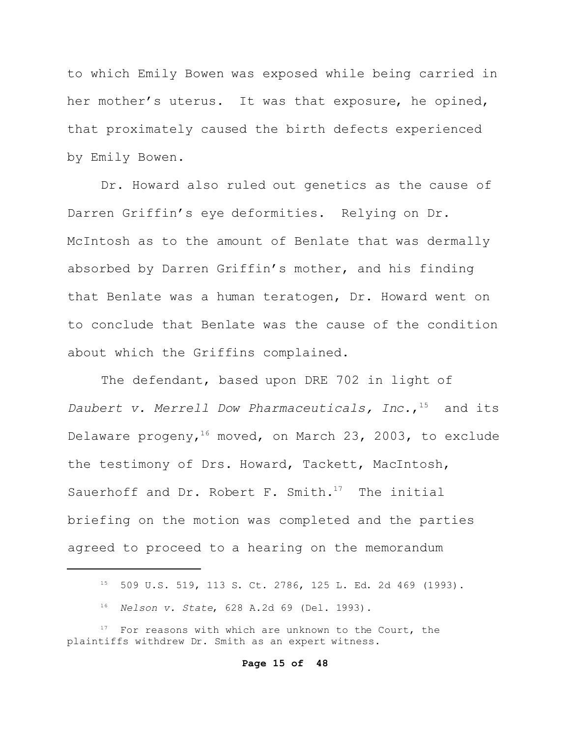to which Emily Bowen was exposed while being carried in her mother's uterus. It was that exposure, he opined, that proximately caused the birth defects experienced by Emily Bowen.

Dr. Howard also ruled out genetics as the cause of Darren Griffin's eye deformities. Relying on Dr. McIntosh as to the amount of Benlate that was dermally absorbed by Darren Griffin's mother, and his finding that Benlate was a human teratogen, Dr. Howard went on to conclude that Benlate was the cause of the condition about which the Griffins complained.

The defendant, based upon DRE 702 in light of *Daubert v. Merrell Dow Pharmaceuticals, Inc.*,[15] and its Delaware progeny,[16] moved, on March 23, 2003, to exclude the testimony of Drs. Howard, Tackett, MacIntosh, Sauerhoff and Dr. Robert F. Smith.[17] The initial briefing on the motion was completed and the parties agreed to proceed to a hearing on the memorandum

---

[15] 509 U.S. 519, 113 S. Ct. 2786, 125 L. Ed. 2d 469 (1993).

[16] *Nelson v. State*, 628 A.2d 69 (Del. 1993).

[17] For reasons with which are unknown to the Court, the plaintiffs withdrew Dr. Smith as an expert witness.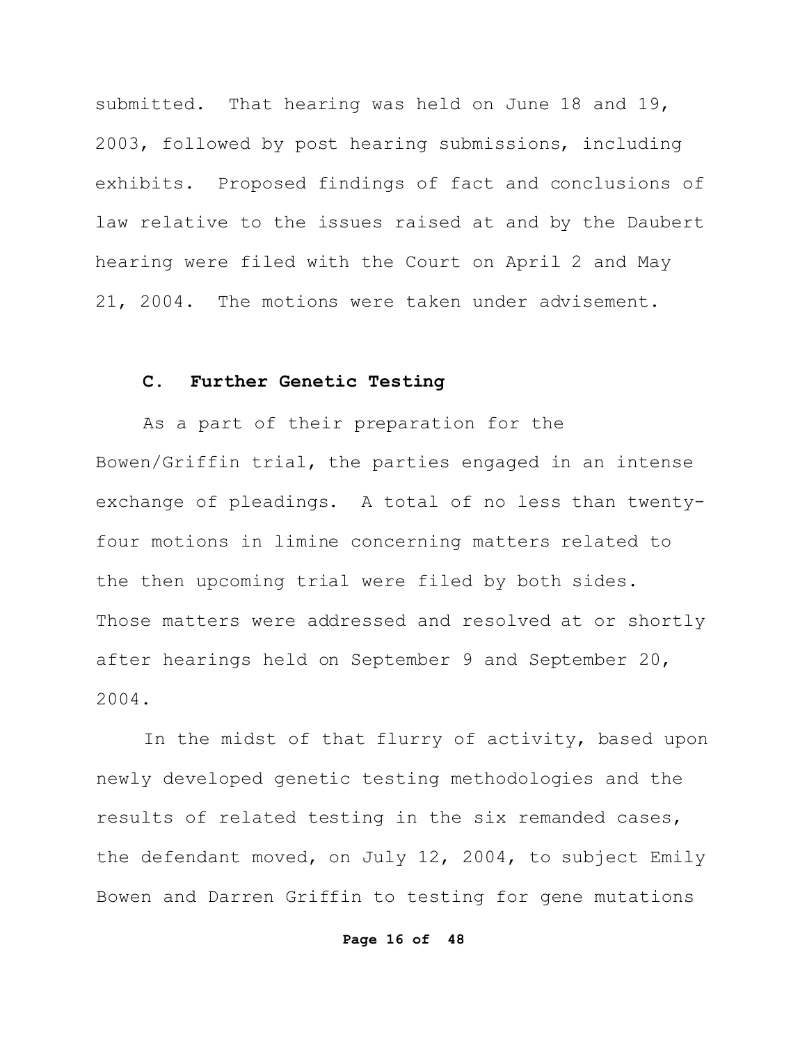submitted. That hearing was held on June 18 and 19, 2003, followed by post hearing submissions, including exhibits. Proposed findings of fact and conclusions of law relative to the issues raised at and by the Daubert hearing were filed with the Court on April 2 and May 21, 2004. The motions were taken under advisement.

### C. Further Genetic Testing

As a part of their preparation for the Bowen/Griffin trial, the parties engaged in an intense exchange of pleadings. A total of no less than twenty-four motions in limine concerning matters related to the then upcoming trial were filed by both sides. Those matters were addressed and resolved at or shortly after hearings held on September 9 and September 20, 2004.

In the midst of that flurry of activity, based upon newly developed genetic testing methodologies and the results of related testing in the six remanded cases, the defendant moved, on July 12, 2004, to subject Emily Bowen and Darren Griffin to testing for gene mutations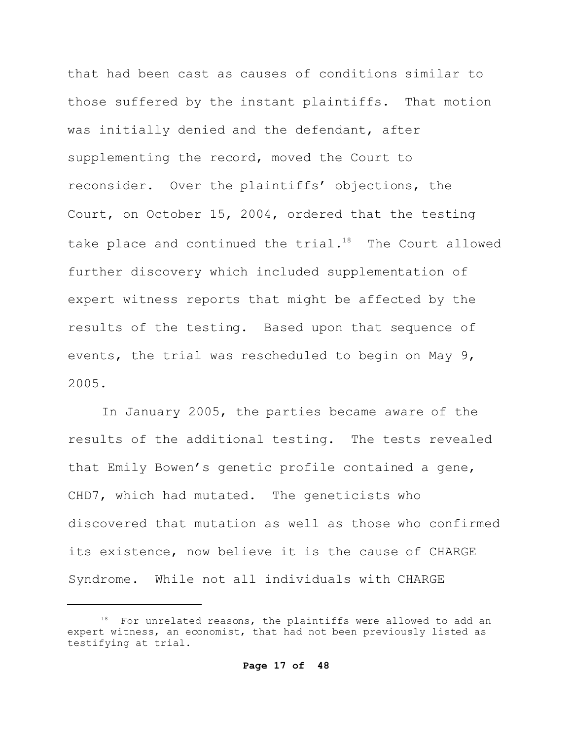that had been cast as causes of conditions similar to those suffered by the instant plaintiffs. That motion was initially denied and the defendant, after supplementing the record, moved the Court to reconsider. Over the plaintiffs' objections, the Court, on October 15, 2004, ordered that the testing take place and continued the trial.[18] The Court allowed further discovery which included supplementation of expert witness reports that might be affected by the results of the testing. Based upon that sequence of events, the trial was rescheduled to begin on May 9, 2005.

In January 2005, the parties became aware of the results of the additional testing. The tests revealed that Emily Bowen's genetic profile contained a gene, CHD7, which had mutated. The geneticists who discovered that mutation as well as those who confirmed its existence, now believe it is the cause of CHARGE Syndrome. While not all individuals with CHARGE

---

[18] For unrelated reasons, the plaintiffs were allowed to add an expert witness, an economist, that had not been previously listed as testifying at trial.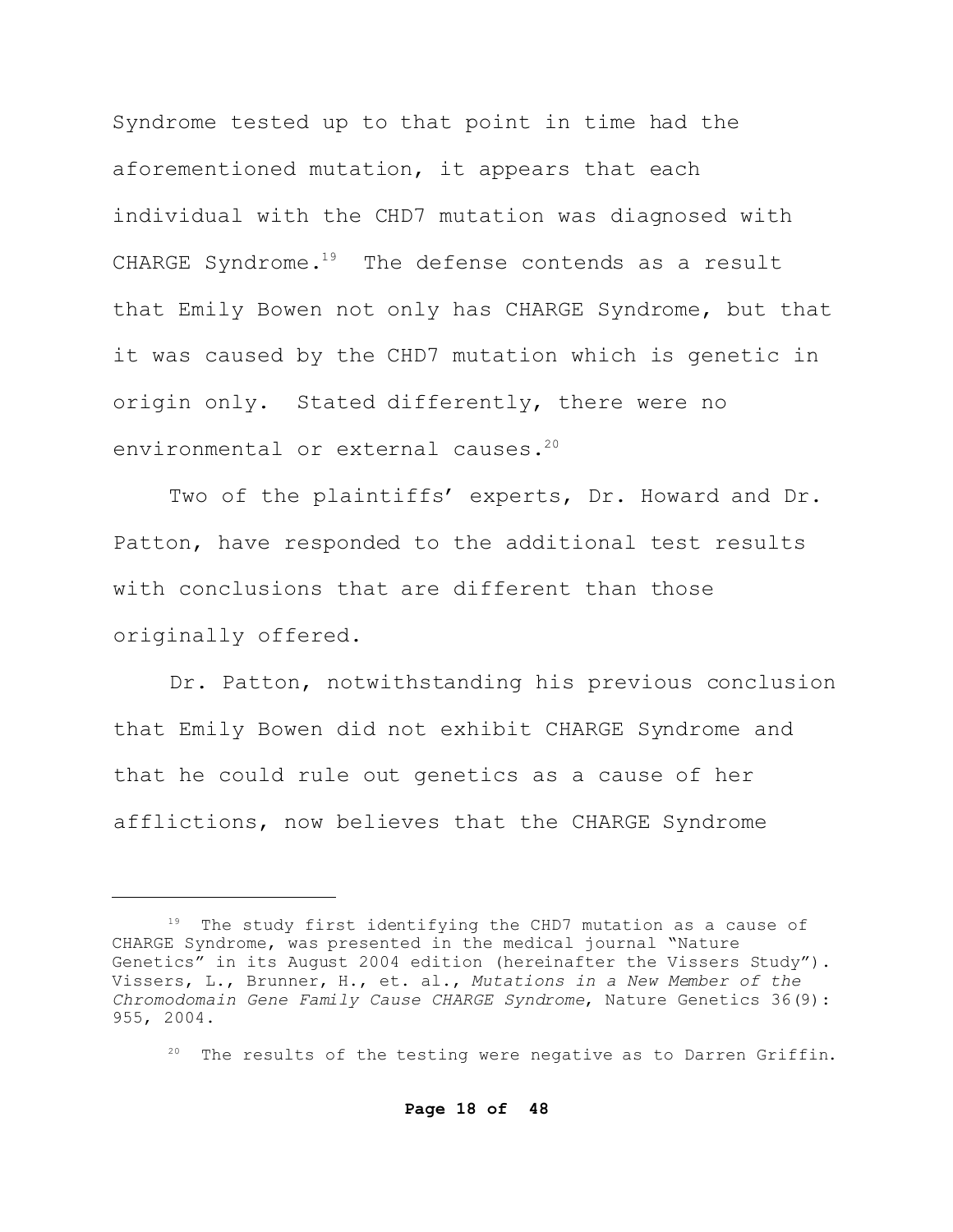Syndrome tested up to that point in time had the aforementioned mutation, it appears that each individual with the CHD7 mutation was diagnosed with CHARGE Syndrome.[19] The defense contends as a result that Emily Bowen not only has CHARGE Syndrome, but that it was caused by the CHD7 mutation which is genetic in origin only. Stated differently, there were no environmental or external causes.[20]

Two of the plaintiffs' experts, Dr. Howard and Dr. Patton, have responded to the additional test results with conclusions that are different than those originally offered.

Dr. Patton, notwithstanding his previous conclusion that Emily Bowen did not exhibit CHARGE Syndrome and that he could rule out genetics as a cause of her afflictions, now believes that the CHARGE Syndrome

---

[19] The study first identifying the CHD7 mutation as a cause of CHARGE Syndrome, was presented in the medical journal "Nature Genetics" in its August 2004 edition (hereinafter the Vissers Study"). Vissers, L., Brunner, H., et. al., *Mutations in a New Member of the Chromodomain Gene Family Cause CHARGE Syndrome*, Nature Genetics 36(9): 955, 2004.

[20] The results of the testing were negative as to Darren Griffin.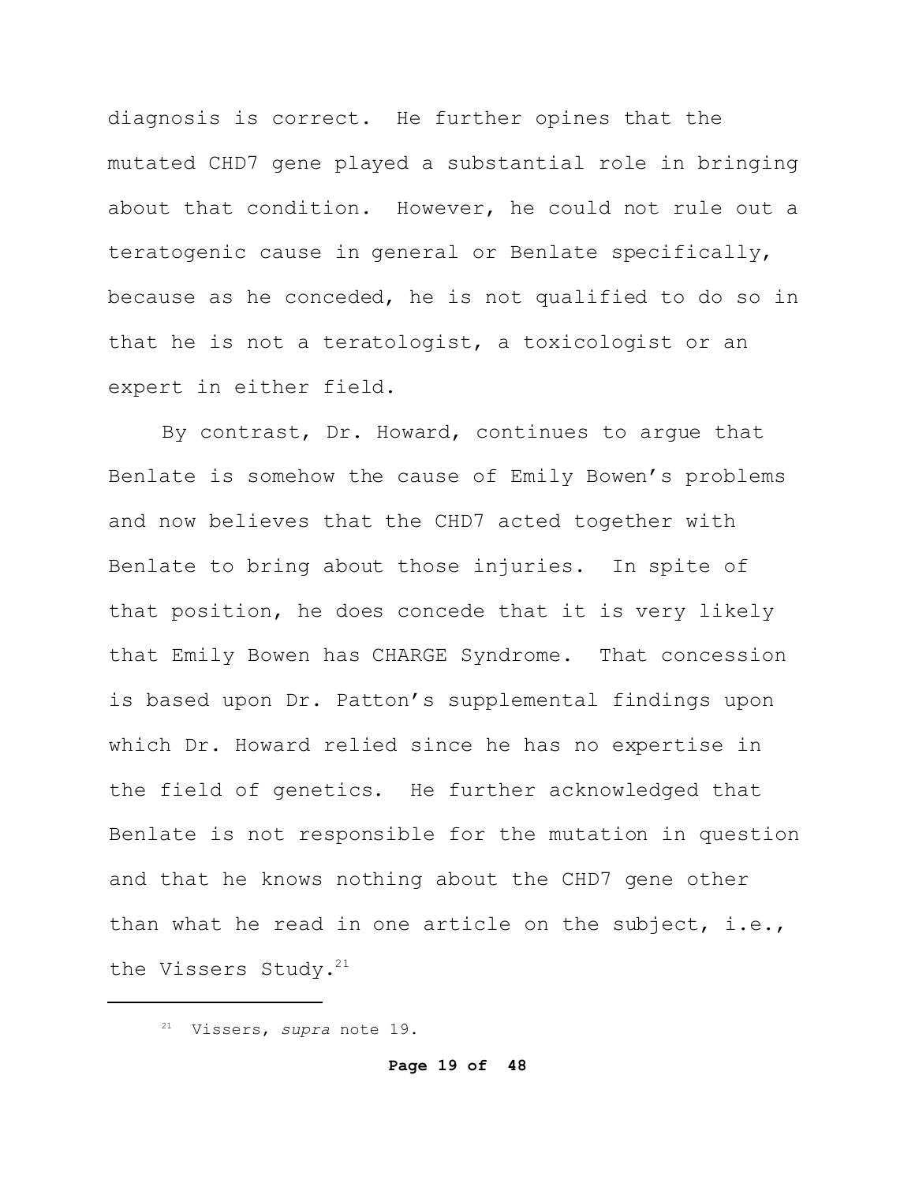diagnosis is correct. He further opines that the mutated CHD7 gene played a substantial role in bringing about that condition. However, he could not rule out a teratogenic cause in general or Benlate specifically, because as he conceded, he is not qualified to do so in that he is not a teratologist, a toxicologist or an expert in either field.

By contrast, Dr. Howard, continues to argue that Benlate is somehow the cause of Emily Bowen's problems and now believes that the CHD7 acted together with Benlate to bring about those injuries. In spite of that position, he does concede that it is very likely that Emily Bowen has CHARGE Syndrome. That concession is based upon Dr. Patton's supplemental findings upon which Dr. Howard relied since he has no expertise in the field of genetics. He further acknowledged that Benlate is not responsible for the mutation in question and that he knows nothing about the CHD7 gene other than what he read in one article on the subject, i.e., the Vissers Study.[21]

[21] Vissers, *supra* note 19.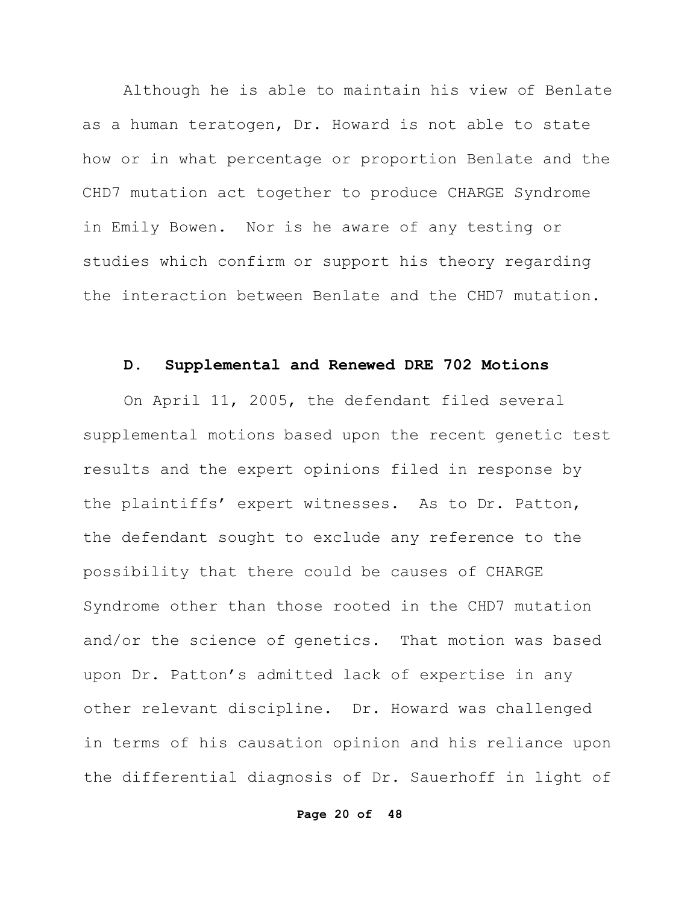Although he is able to maintain his view of Benlate as a human teratogen, Dr. Howard is not able to state how or in what percentage or proportion Benlate and the CHD7 mutation act together to produce CHARGE Syndrome in Emily Bowen. Nor is he aware of any testing or studies which confirm or support his theory regarding the interaction between Benlate and the CHD7 mutation.

### D. Supplemental and Renewed DRE 702 Motions

On April 11, 2005, the defendant filed several supplemental motions based upon the recent genetic test results and the expert opinions filed in response by the plaintiffs' expert witnesses. As to Dr. Patton, the defendant sought to exclude any reference to the possibility that there could be causes of CHARGE Syndrome other than those rooted in the CHD7 mutation and/or the science of genetics. That motion was based upon Dr. Patton's admitted lack of expertise in any other relevant discipline. Dr. Howard was challenged in terms of his causation opinion and his reliance upon the differential diagnosis of Dr. Sauerhoff in light of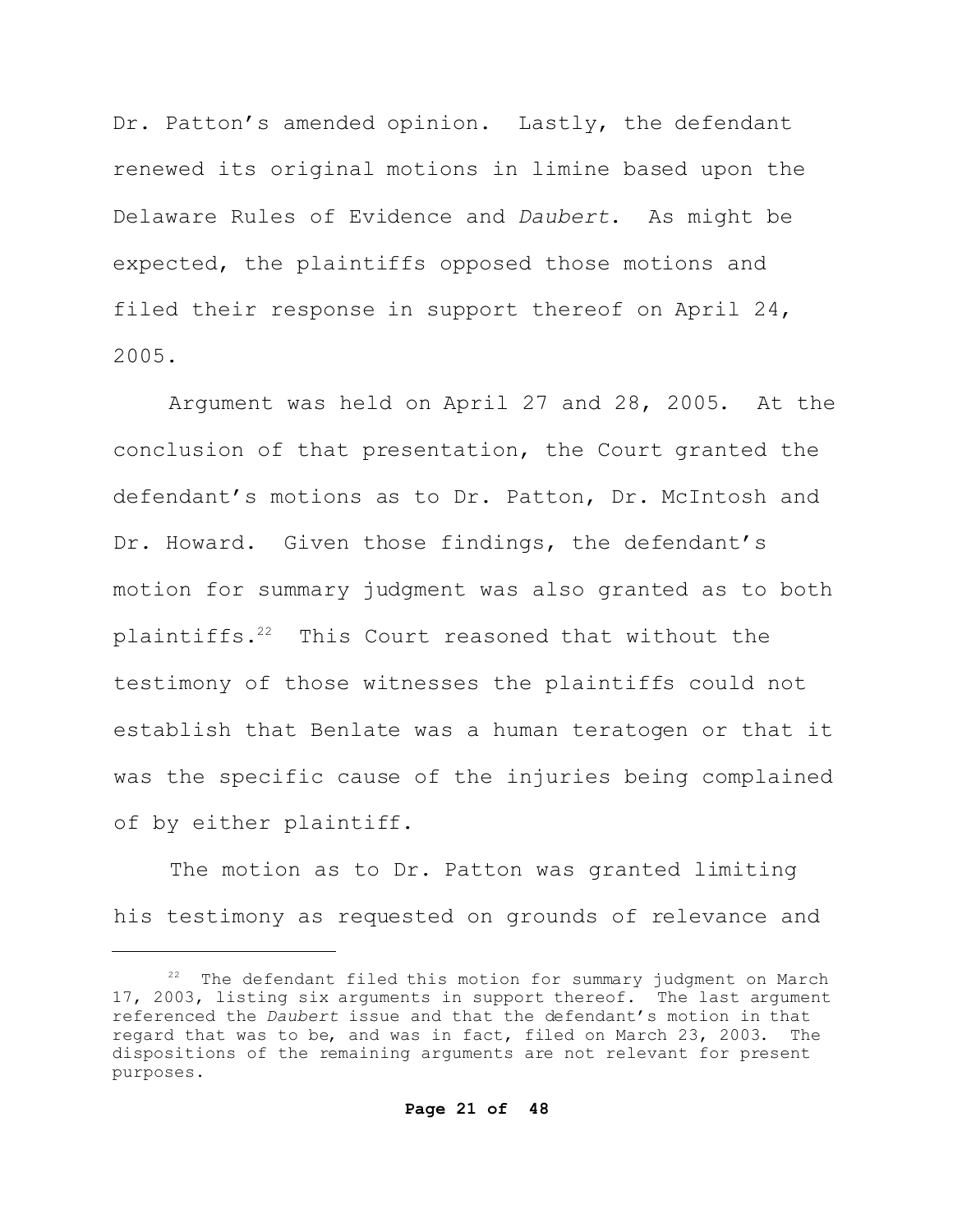Dr. Patton's amended opinion. Lastly, the defendant renewed its original motions in limine based upon the Delaware Rules of Evidence and *Daubert*. As might be expected, the plaintiffs opposed those motions and filed their response in support thereof on April 24, 2005.

Argument was held on April 27 and 28, 2005. At the conclusion of that presentation, the Court granted the defendant's motions as to Dr. Patton, Dr. McIntosh and Dr. Howard. Given those findings, the defendant's motion for summary judgment was also granted as to both plaintiffs.[22] This Court reasoned that without the testimony of those witnesses the plaintiffs could not establish that Benlate was a human teratogen or that it was the specific cause of the injuries being complained of by either plaintiff.

The motion as to Dr. Patton was granted limiting his testimony as requested on grounds of relevance and

---

[22] The defendant filed this motion for summary judgment on March 17, 2003, listing six arguments in support thereof. The last argument referenced the *Daubert* issue and that the defendant's motion in that regard that was to be, and was in fact, filed on March 23, 2003. The dispositions of the remaining arguments are not relevant for present purposes.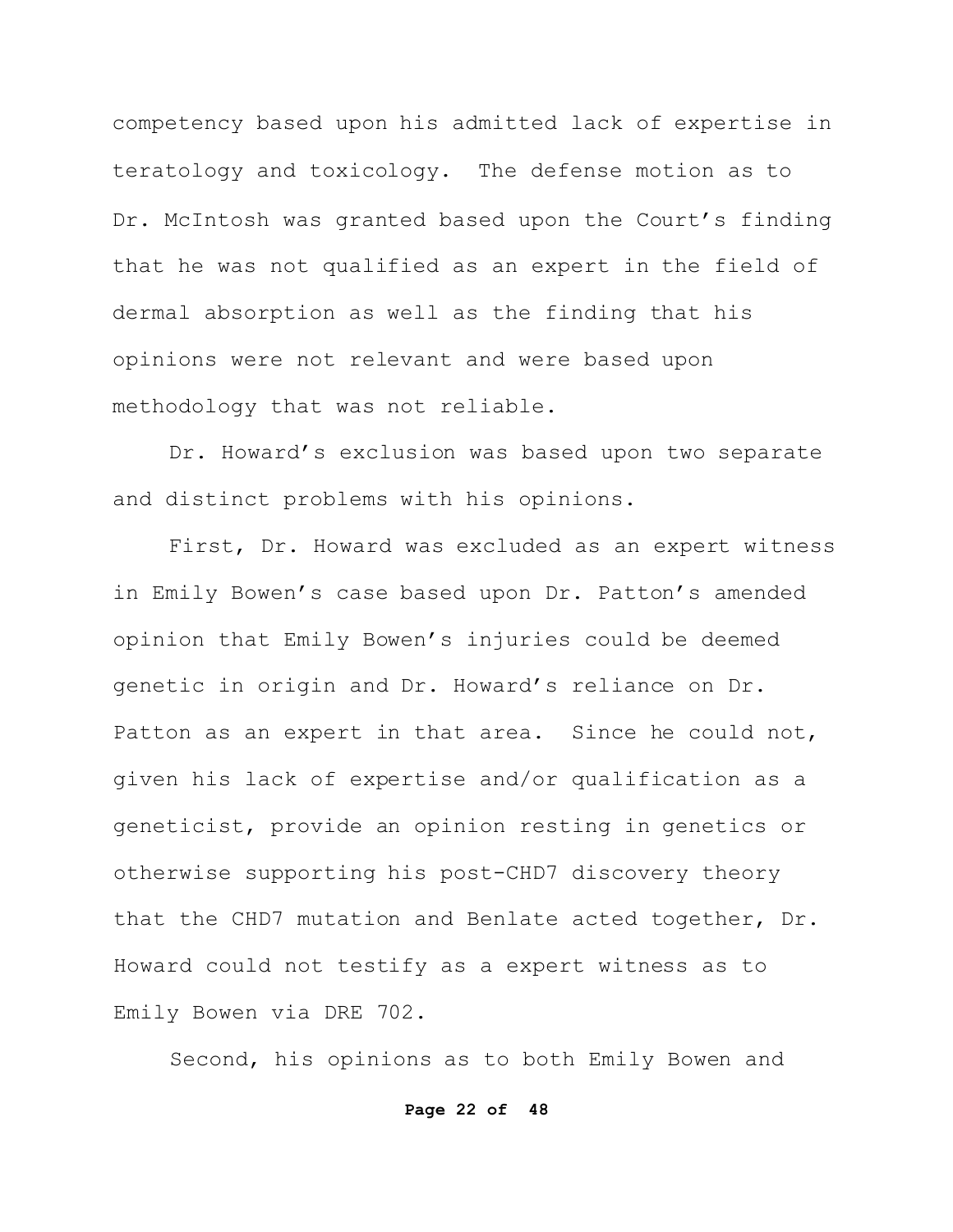competency based upon his admitted lack of expertise in teratology and toxicology. The defense motion as to Dr. McIntosh was granted based upon the Court's finding that he was not qualified as an expert in the field of dermal absorption as well as the finding that his opinions were not relevant and were based upon methodology that was not reliable.

Dr. Howard's exclusion was based upon two separate and distinct problems with his opinions.

First, Dr. Howard was excluded as an expert witness in Emily Bowen's case based upon Dr. Patton's amended opinion that Emily Bowen's injuries could be deemed genetic in origin and Dr. Howard's reliance on Dr. Patton as an expert in that area. Since he could not, given his lack of expertise and/or qualification as a geneticist, provide an opinion resting in genetics or otherwise supporting his post-CHD7 discovery theory that the CHD7 mutation and Benlate acted together, Dr. Howard could not testify as a expert witness as to Emily Bowen via DRE 702.

Second, his opinions as to both Emily Bowen and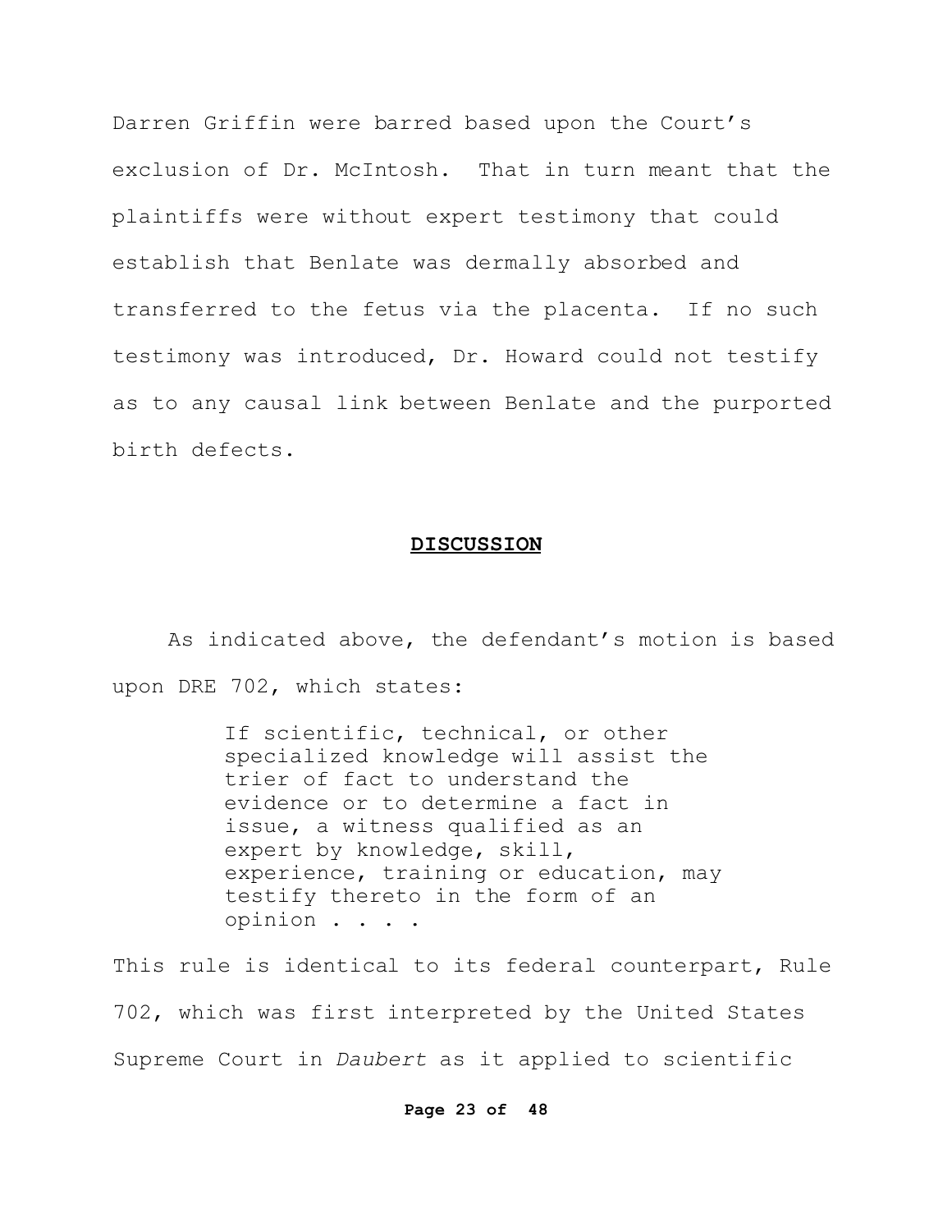Darren Griffin were barred based upon the Court's exclusion of Dr. McIntosh. That in turn meant that the plaintiffs were without expert testimony that could establish that Benlate was dermally absorbed and transferred to the fetus via the placenta. If no such testimony was introduced, Dr. Howard could not testify as to any causal link between Benlate and the purported birth defects.

## DISCUSSION

As indicated above, the defendant's motion is based upon DRE 702, which states:

> If scientific, technical, or other specialized knowledge will assist the trier of fact to understand the evidence or to determine a fact in issue, a witness qualified as an expert by knowledge, skill, experience, training or education, may testify thereto in the form of an opinion . . . .

This rule is identical to its federal counterpart, Rule 702, which was first interpreted by the United States Supreme Court in *Daubert* as it applied to scientific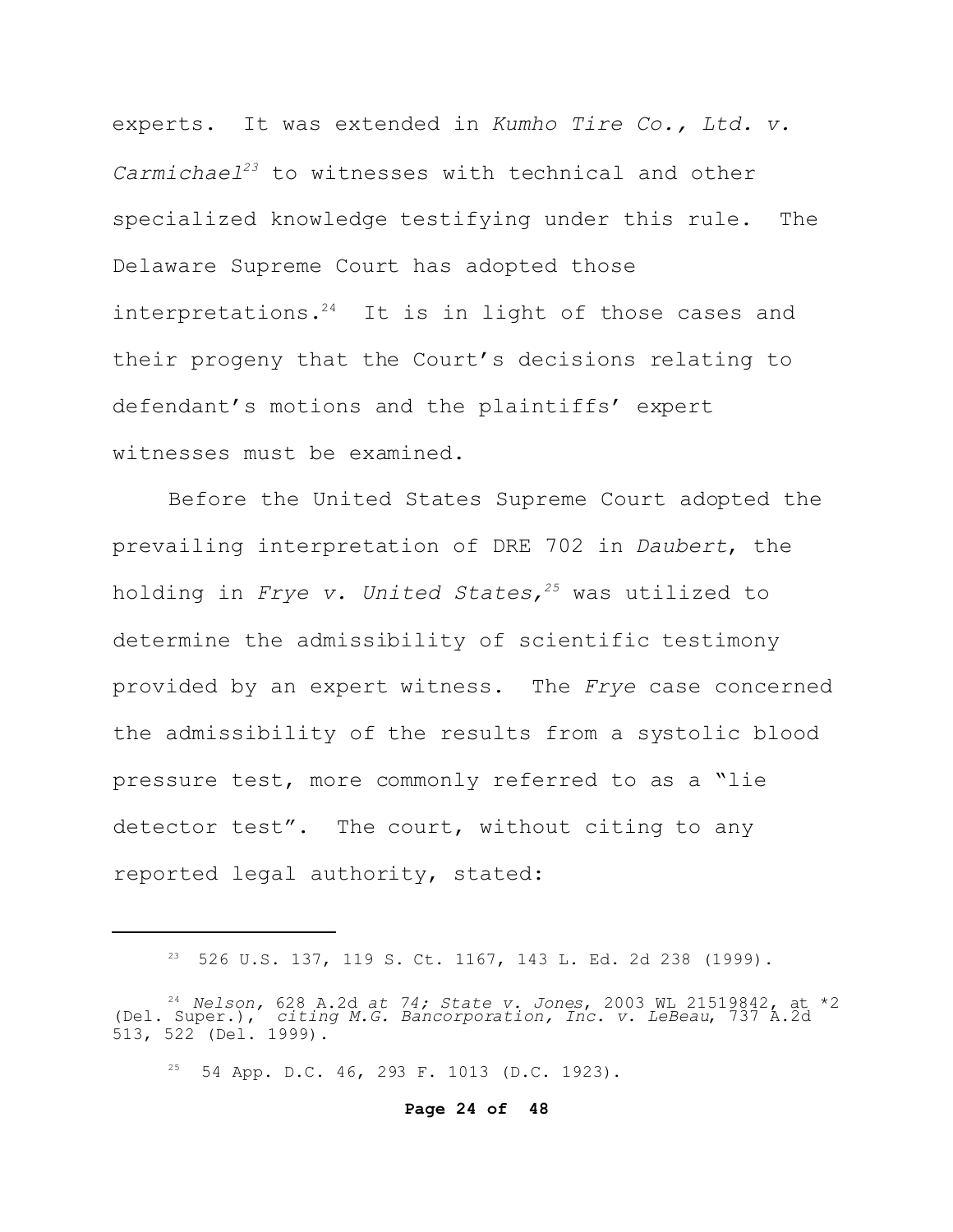experts. It was extended in *Kumho Tire Co., Ltd. v. Carmichael*[23] to witnesses with technical and other specialized knowledge testifying under this rule. The Delaware Supreme Court has adopted those interpretations.[24] It is in light of those cases and their progeny that the Court's decisions relating to defendant's motions and the plaintiffs' expert witnesses must be examined.

Before the United States Supreme Court adopted the prevailing interpretation of DRE 702 in *Daubert*, the holding in *Frye v. United States,*[25] was utilized to determine the admissibility of scientific testimony provided by an expert witness. The *Frye* case concerned the admissibility of the results from a systolic blood pressure test, more commonly referred to as a "lie detector test". The court, without citing to any reported legal authority, stated:

---

[23] 526 U.S. 137, 119 S. Ct. 1167, 143 L. Ed. 2d 238 (1999).

[24] *Nelson,* 628 A.2d *at 74; State v. Jones*, 2003 WL 21519842, at *2 (Del. Super.), *citing M.G. Bancorporation, Inc. v. LeBeau*, 737 A.2d 513, 522 (Del. 1999).

[25] 54 App. D.C. 46, 293 F. 1013 (D.C. 1923).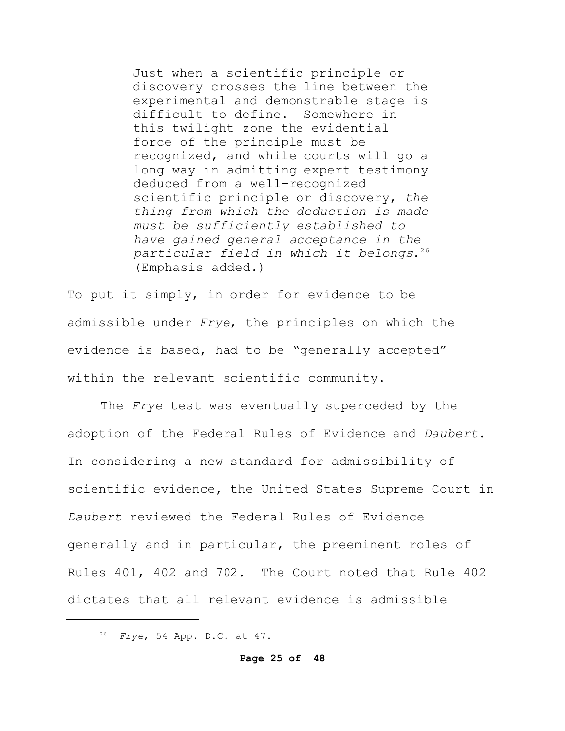> Just when a scientific principle or discovery crosses the line between the experimental and demonstrable stage is difficult to define. Somewhere in this twilight zone the evidential force of the principle must be recognized, and while courts will go a long way in admitting expert testimony deduced from a well-recognized scientific principle or discovery, *the thing from which the deduction is made must be sufficiently established to have gained general acceptance in the particular field in which it belongs*.[26] (Emphasis added.)

To put it simply, in order for evidence to be admissible under *Frye*, the principles on which the evidence is based, had to be "generally accepted" within the relevant scientific community.

The *Frye* test was eventually superceded by the adoption of the Federal Rules of Evidence and *Daubert.* In considering a new standard for admissibility of scientific evidence, the United States Supreme Court in *Daubert* reviewed the Federal Rules of Evidence generally and in particular, the preeminent roles of Rules 401, 402 and 702. The Court noted that Rule 402 dictates that all relevant evidence is admissible

---

[26] *Frye*, 54 App. D.C. at 47.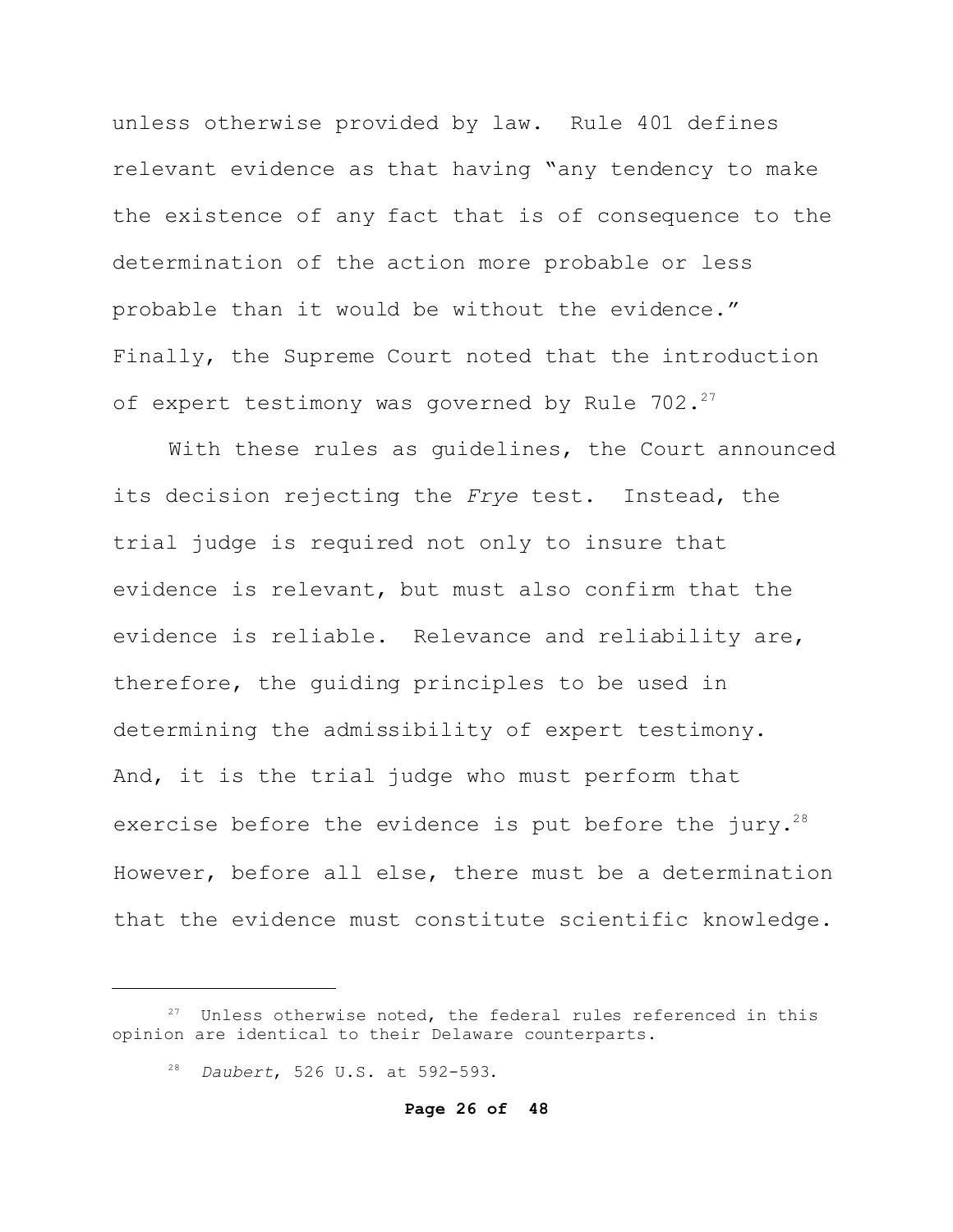unless otherwise provided by law. Rule 401 defines relevant evidence as that having "any tendency to make the existence of any fact that is of consequence to the determination of the action more probable or less probable than it would be without the evidence." Finally, the Supreme Court noted that the introduction of expert testimony was governed by Rule 702.[27]

With these rules as guidelines, the Court announced its decision rejecting the *Frye* test. Instead, the trial judge is required not only to insure that evidence is relevant, but must also confirm that the evidence is reliable. Relevance and reliability are, therefore, the guiding principles to be used in determining the admissibility of expert testimony. And, it is the trial judge who must perform that exercise before the evidence is put before the jury.[28] However, before all else, there must be a determination that the evidence must constitute scientific knowledge.

---

[27] Unless otherwise noted, the federal rules referenced in this opinion are identical to their Delaware counterparts.

[28] *Daubert*, 526 U.S. at 592-593.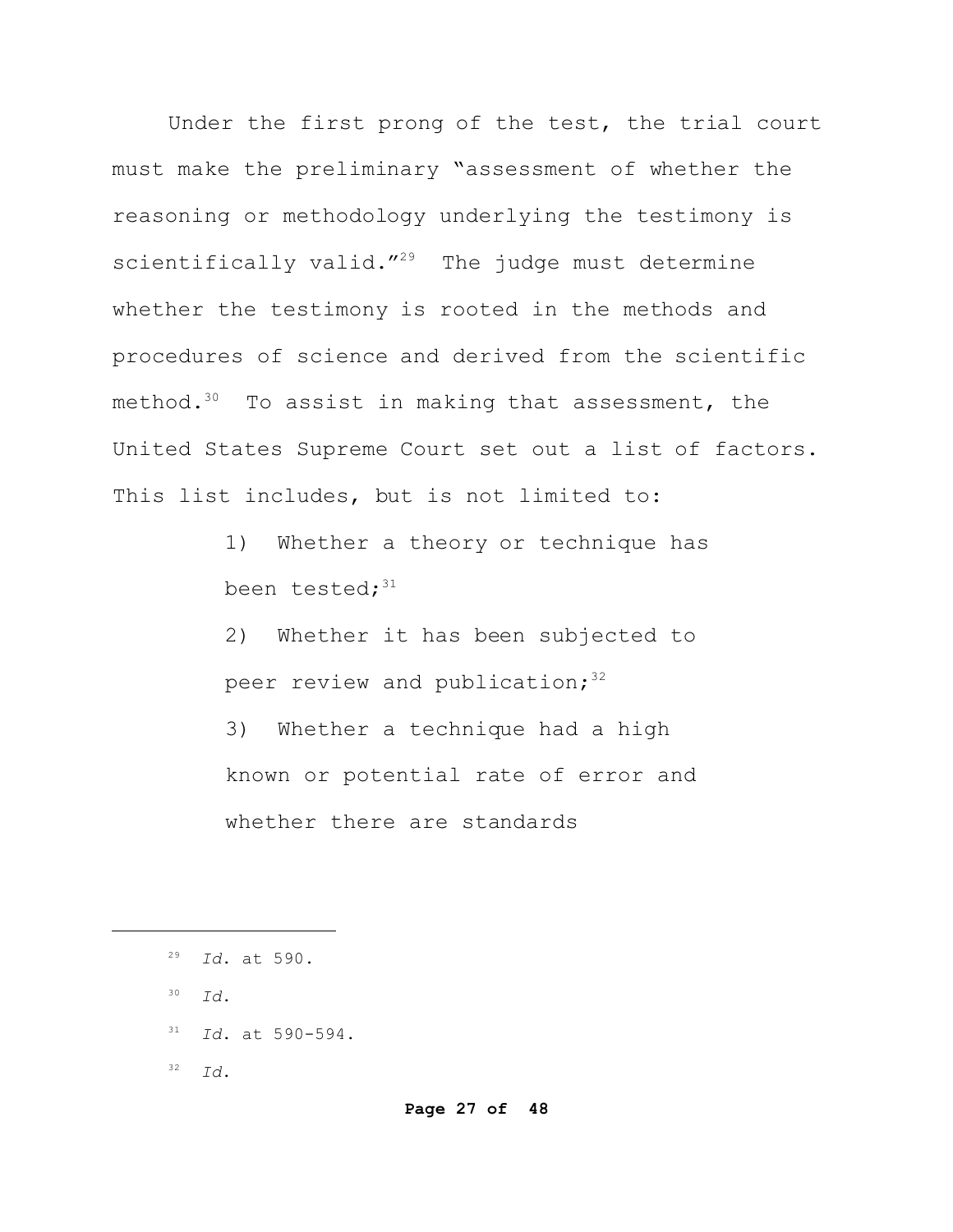Under the first prong of the test, the trial court must make the preliminary "assessment of whether the reasoning or methodology underlying the testimony is scientifically valid."[29] The judge must determine whether the testimony is rooted in the methods and procedures of science and derived from the scientific method.[30] To assist in making that assessment, the United States Supreme Court set out a list of factors. This list includes, but is not limited to:

> 1) Whether a theory or technique has been tested;[31]
>
> 2) Whether it has been subjected to peer review and publication;[32]
>
> 3) Whether a technique had a high known or potential rate of error and whether there are standards

---

[29] *Id.* at 590.

[30] *Id.*

[31] *Id.* at 590-594.

[32] *Id.*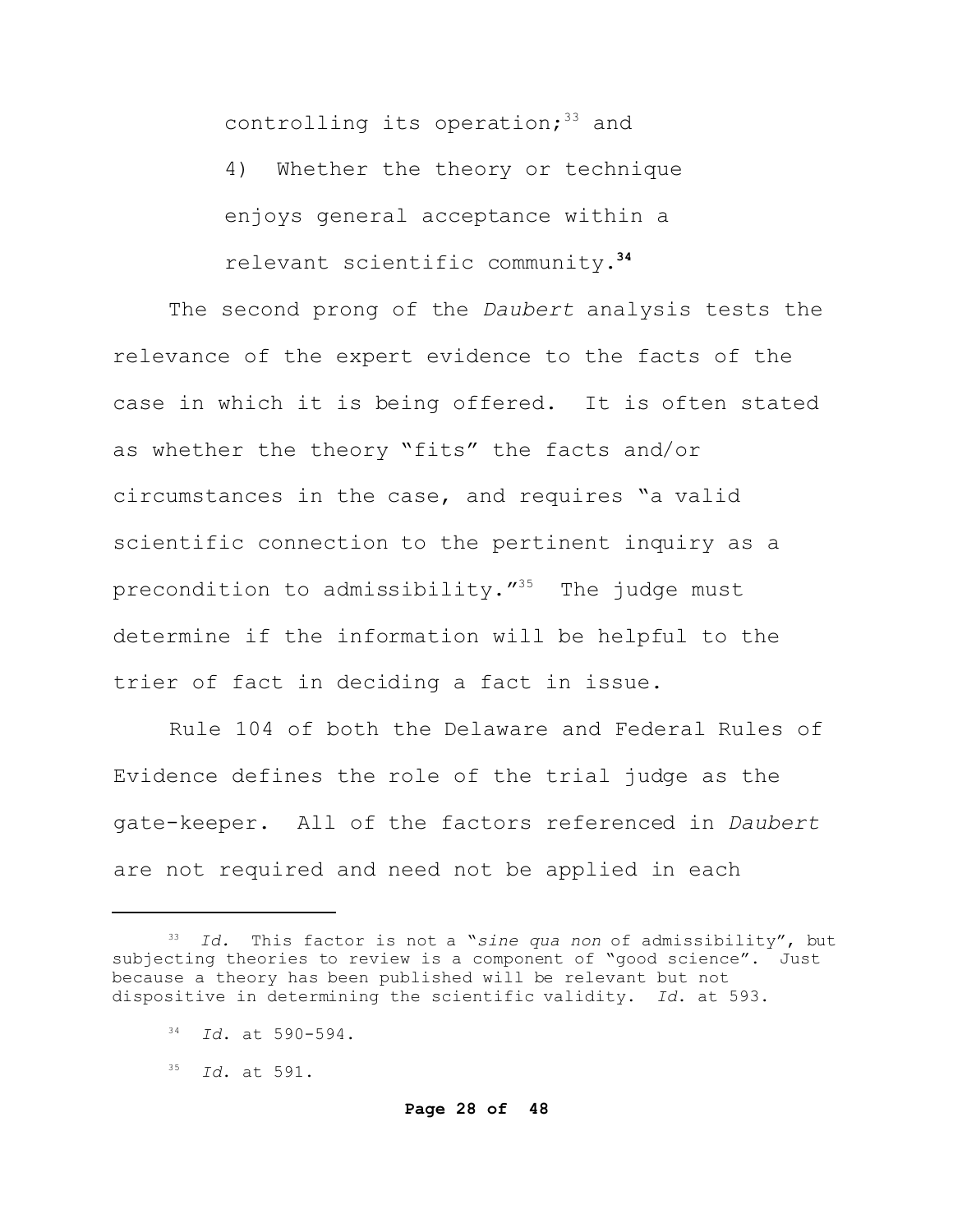controlling its operation;[33] and

4) Whether the theory or technique enjoys general acceptance within a relevant scientific community.[34]

The second prong of the *Daubert* analysis tests the relevance of the expert evidence to the facts of the case in which it is being offered. It is often stated as whether the theory "fits" the facts and/or circumstances in the case, and requires "a valid scientific connection to the pertinent inquiry as a precondition to admissibility."[35] The judge must determine if the information will be helpful to the trier of fact in deciding a fact in issue.

Rule 104 of both the Delaware and Federal Rules of Evidence defines the role of the trial judge as the gate-keeper. All of the factors referenced in *Daubert* are not required and need not be applied in each

---

[33] *Id.* This factor is not a "*sine qua non* of admissibility", but subjecting theories to review is a component of "good science". Just because a theory has been published will be relevant but not dispositive in determining the scientific validity. *Id.* at 593.

[34] *Id.* at 590-594.

[35] *Id.* at 591.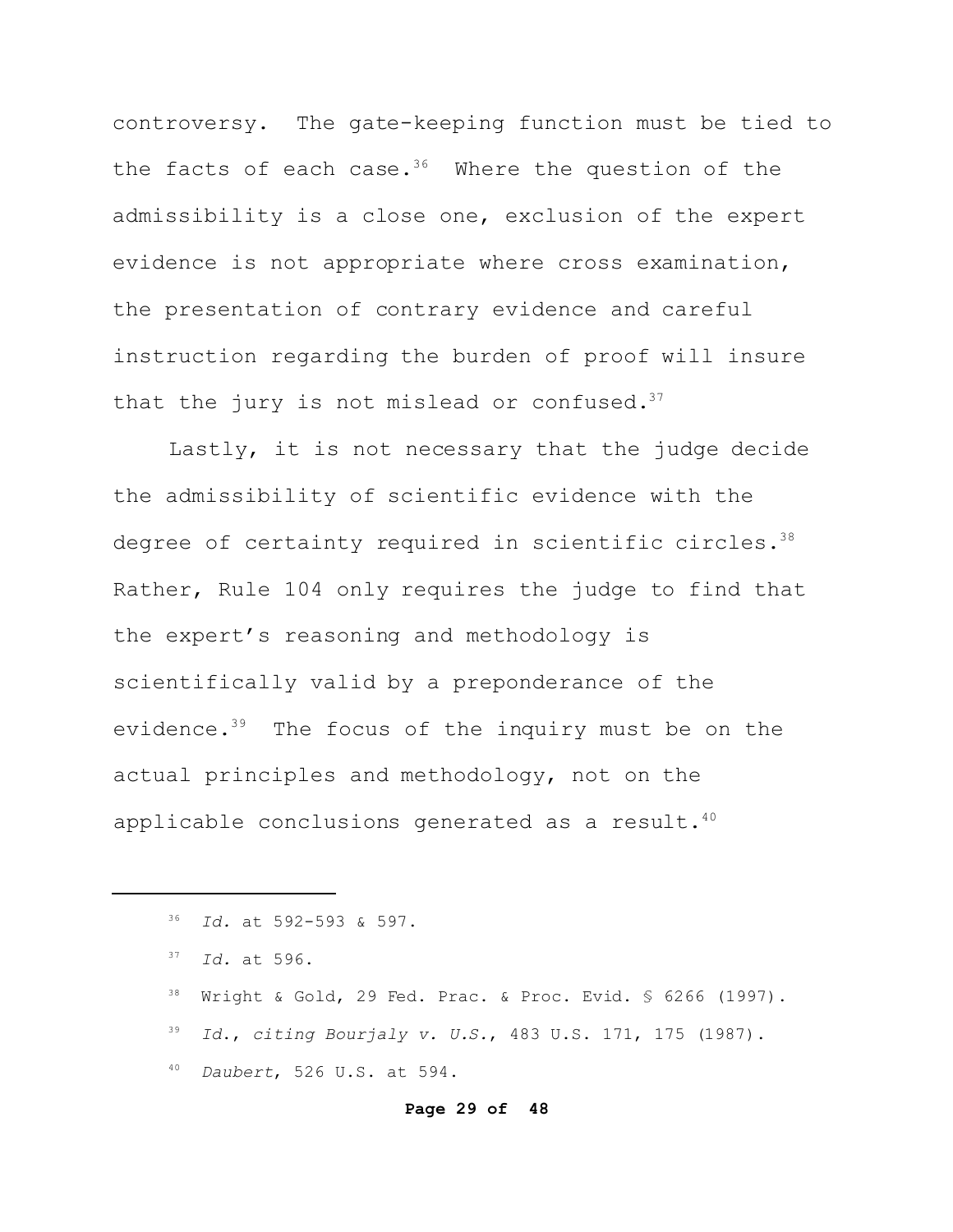controversy. The gate-keeping function must be tied to the facts of each case.[36] Where the question of the admissibility is a close one, exclusion of the expert evidence is not appropriate where cross examination, the presentation of contrary evidence and careful instruction regarding the burden of proof will insure that the jury is not mislead or confused.[37]

Lastly, it is not necessary that the judge decide the admissibility of scientific evidence with the degree of certainty required in scientific circles.[38] Rather, Rule 104 only requires the judge to find that the expert's reasoning and methodology is scientifically valid by a preponderance of the evidence.[39] The focus of the inquiry must be on the actual principles and methodology, not on the applicable conclusions generated as a result.[40]

---

[36] *Id.* at 592-593 & 597.

[37] *Id.* at 596.

[38] Wright & Gold, 29 Fed. Prac. & Proc. Evid. § 6266 (1997).

[39] *Id.*, *citing Bourjaly v. U.S.*, 483 U.S. 171, 175 (1987).

[40] *Daubert*, 526 U.S. at 594.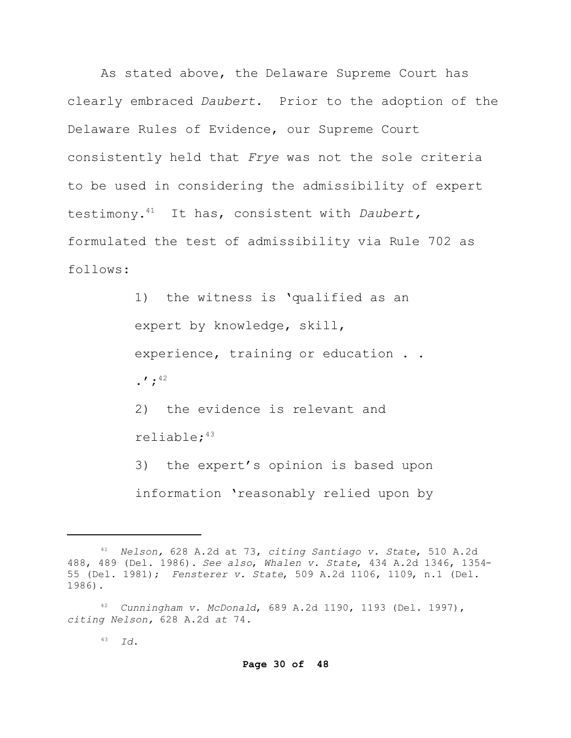As stated above, the Delaware Supreme Court has clearly embraced *Daubert*. Prior to the adoption of the Delaware Rules of Evidence, our Supreme Court consistently held that *Frye* was not the sole criteria to be used in considering the admissibility of expert testimony.[41] It has, consistent with *Daubert*, formulated the test of admissibility via Rule 702 as follows:

> 1) the witness is 'qualified as an expert by knowledge, skill, experience, training or education . . .';[42]
>
> 2) the evidence is relevant and reliable;[43]
>
> 3) the expert's opinion is based upon information 'reasonably relied upon by

---

[41] *Nelson,* 628 A.2d at 73, *citing Santiago v. State*, 510 A.2d 488, 489 (Del. 1986). *See also*, *Whalen v. State*, 434 A.2d 1346, 1354-55 (Del. 1981); *Fensterer v. State*, 509 A.2d 1106, 1109, n.1 (Del. 1986).

[42] *Cunningham v. McDonald*, 689 A.2d 1190, 1193 (Del. 1997), *citing Nelson,* 628 A.2d *at* 74.

[43] *Id.*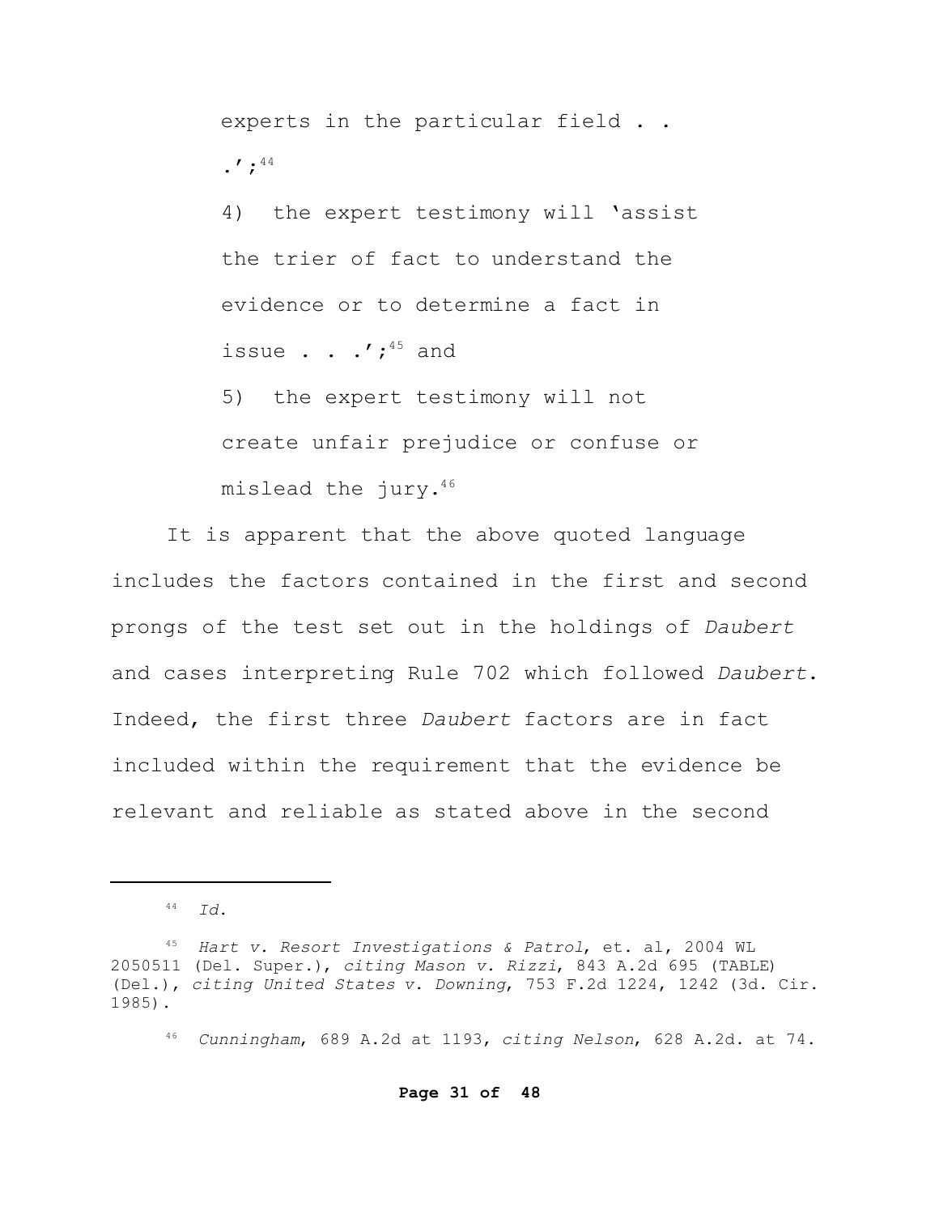experts in the particular field . . .';[44]

4) the expert testimony will 'assist the trier of fact to understand the evidence or to determine a fact in issue . . .';[45] and

5) the expert testimony will not create unfair prejudice or confuse or mislead the jury.[46]

It is apparent that the above quoted language includes the factors contained in the first and second prongs of the test set out in the holdings of *Daubert* and cases interpreting Rule 702 which followed *Daubert*. Indeed, the first three *Daubert* factors are in fact included within the requirement that the evidence be relevant and reliable as stated above in the second

---

[44] *Id.*

[45] *Hart v. Resort Investigations & Patrol*, et. al, 2004 WL 2050511 (Del. Super.), *citing Mason v. Rizzi*, 843 A.2d 695 (TABLE) (Del.), *citing United States v. Downing*, 753 F.2d 1224, 1242 (3d. Cir. 1985).

[46] *Cunningham*, 689 A.2d at 1193, *citing Nelson*, 628 A.2d. at 74.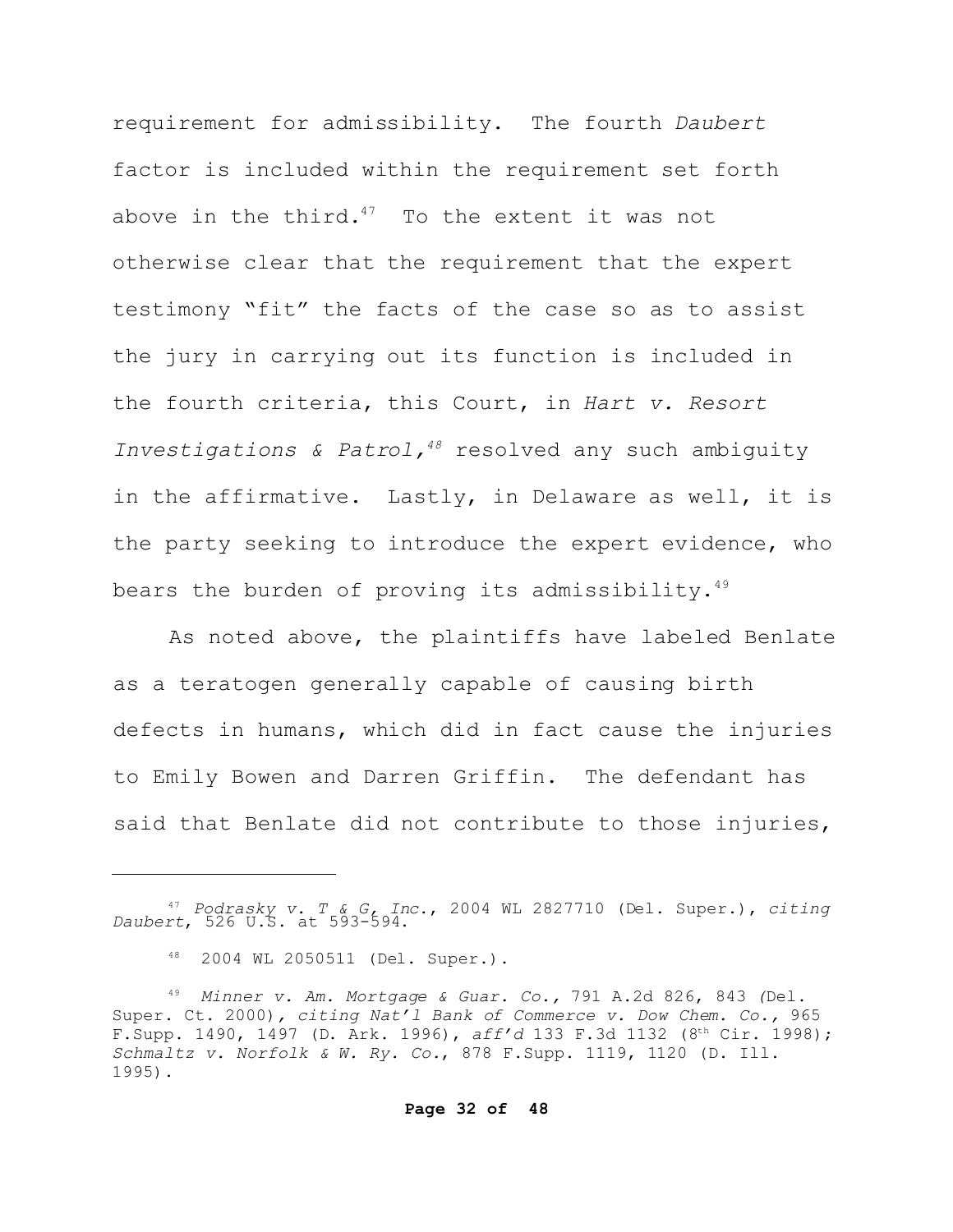requirement for admissibility. The fourth *Daubert* factor is included within the requirement set forth above in the third.[47] To the extent it was not otherwise clear that the requirement that the expert testimony "fit" the facts of the case so as to assist the jury in carrying out its function is included in the fourth criteria, this Court, in *Hart v. Resort Investigations & Patrol*,[48] resolved any such ambiguity in the affirmative. Lastly, in Delaware as well, it is the party seeking to introduce the expert evidence, who bears the burden of proving its admissibility.[49]

As noted above, the plaintiffs have labeled Benlate as a teratogen generally capable of causing birth defects in humans, which did in fact cause the injuries to Emily Bowen and Darren Griffin. The defendant has said that Benlate did not contribute to those injuries,

---

[47] *Podrasky v. T & G, Inc.*, 2004 WL 2827710 (Del. Super.), *citing Daubert*, 526 U.S. at 593-594.

[48] 2004 WL 2050511 (Del. Super.).

[49] *Minner v. Am. Mortgage & Guar. Co.*, 791 A.2d 826, 843 (Del. Super. Ct. 2000), *citing Nat'l Bank of Commerce v. Dow Chem. Co.*, 965 F.Supp. 1490, 1497 (D. Ark. 1996), *aff'd* 133 F.3d 1132 (8th Cir. 1998); *Schmaltz v. Norfolk & W. Ry. Co.*, 878 F.Supp. 1119, 1120 (D. Ill. 1995).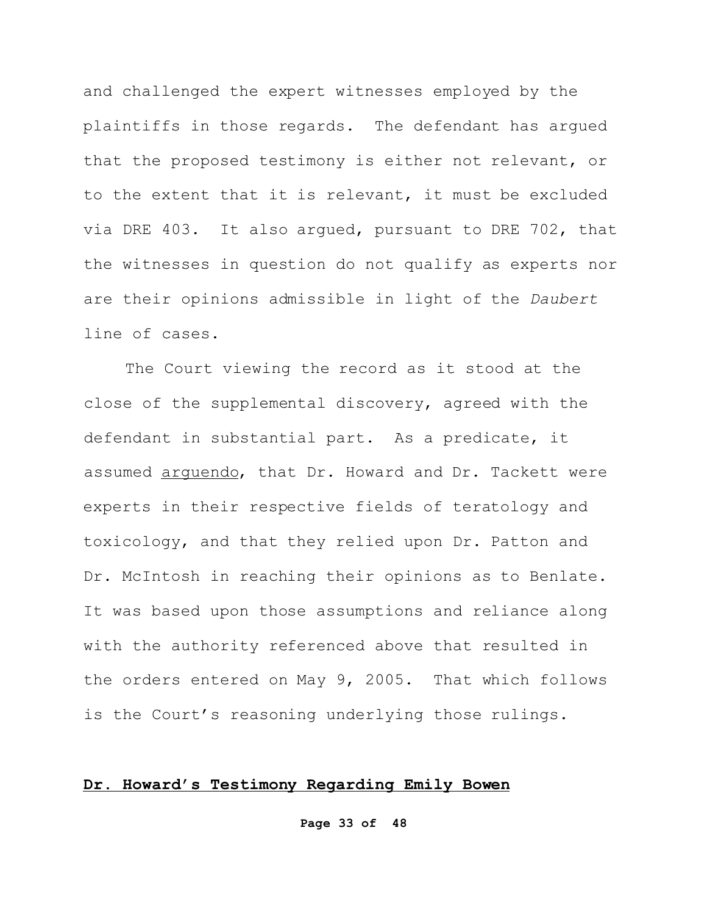and challenged the expert witnesses employed by the plaintiffs in those regards. The defendant has argued that the proposed testimony is either not relevant, or to the extent that it is relevant, it must be excluded via DRE 403. It also argued, pursuant to DRE 702, that the witnesses in question do not qualify as experts nor are their opinions admissible in light of the *Daubert* line of cases.

The Court viewing the record as it stood at the close of the supplemental discovery, agreed with the defendant in substantial part. As a predicate, it assumed arguendo, that Dr. Howard and Dr. Tackett were experts in their respective fields of teratology and toxicology, and that they relied upon Dr. Patton and Dr. McIntosh in reaching their opinions as to Benlate. It was based upon those assumptions and reliance along with the authority referenced above that resulted in the orders entered on May 9, 2005. That which follows is the Court's reasoning underlying those rulings.

**Dr. Howard's Testimony Regarding Emily Bowen**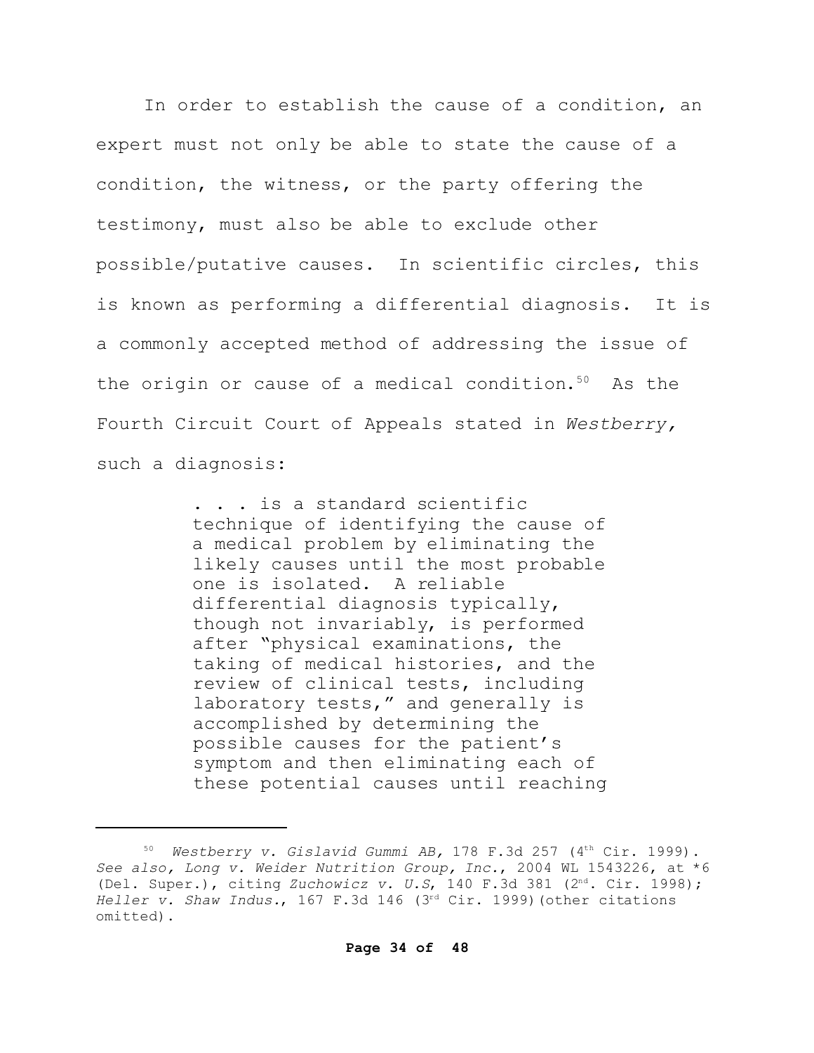In order to establish the cause of a condition, an expert must not only be able to state the cause of a condition, the witness, or the party offering the testimony, must also be able to exclude other possible/putative causes. In scientific circles, this is known as performing a differential diagnosis. It is a commonly accepted method of addressing the issue of the origin or cause of a medical condition.[50] As the Fourth Circuit Court of Appeals stated in *Westberry,* such a diagnosis:

> . . . is a standard scientific technique of identifying the cause of a medical problem by eliminating the likely causes until the most probable one is isolated. A reliable differential diagnosis typically, though not invariably, is performed after "physical examinations, the taking of medical histories, and the review of clinical tests, including laboratory tests," and generally is accomplished by determining the possible causes for the patient's symptom and then eliminating each of these potential causes until reaching

---

[50] *Westberry v. Gislavid Gummi AB,* 178 F.3d 257 (4th Cir. 1999). *See also, Long v. Weider Nutrition Group, Inc.*, 2004 WL 1543226, at *6 (Del. Super.), citing *Zuchowicz v. U.S*, 140 F.3d 381 (2nd. Cir. 1998); *Heller v. Shaw Indus.*, 167 F.3d 146 (3rd Cir. 1999)(other citations omitted).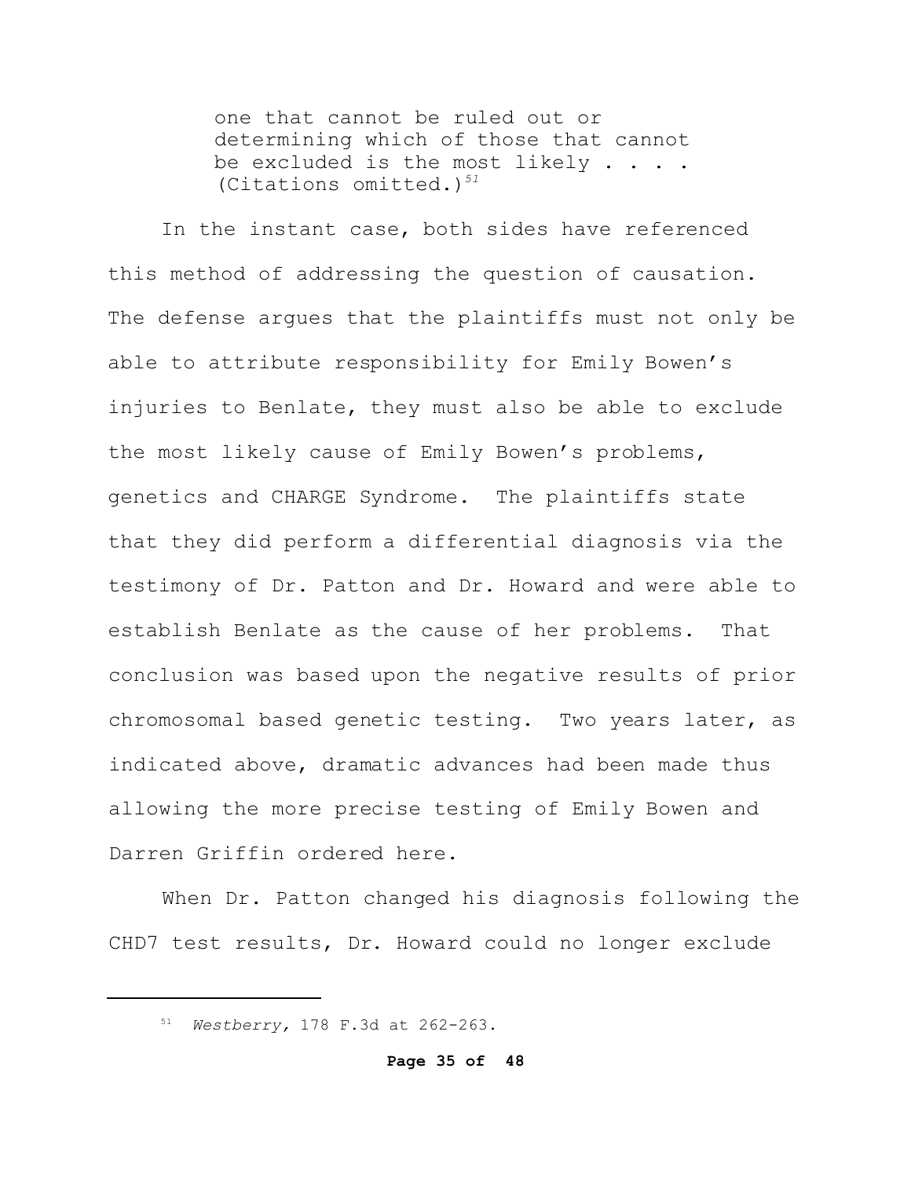> one that cannot be ruled out or determining which of those that cannot be excluded is the most likely . . . . (Citations omitted.)[51]

In the instant case, both sides have referenced this method of addressing the question of causation. The defense argues that the plaintiffs must not only be able to attribute responsibility for Emily Bowen's injuries to Benlate, they must also be able to exclude the most likely cause of Emily Bowen's problems, genetics and CHARGE Syndrome. The plaintiffs state that they did perform a differential diagnosis via the testimony of Dr. Patton and Dr. Howard and were able to establish Benlate as the cause of her problems. That conclusion was based upon the negative results of prior chromosomal based genetic testing. Two years later, as indicated above, dramatic advances had been made thus allowing the more precise testing of Emily Bowen and Darren Griffin ordered here.

When Dr. Patton changed his diagnosis following the CHD7 test results, Dr. Howard could no longer exclude

---

[51] *Westberry,* 178 F.3d at 262-263.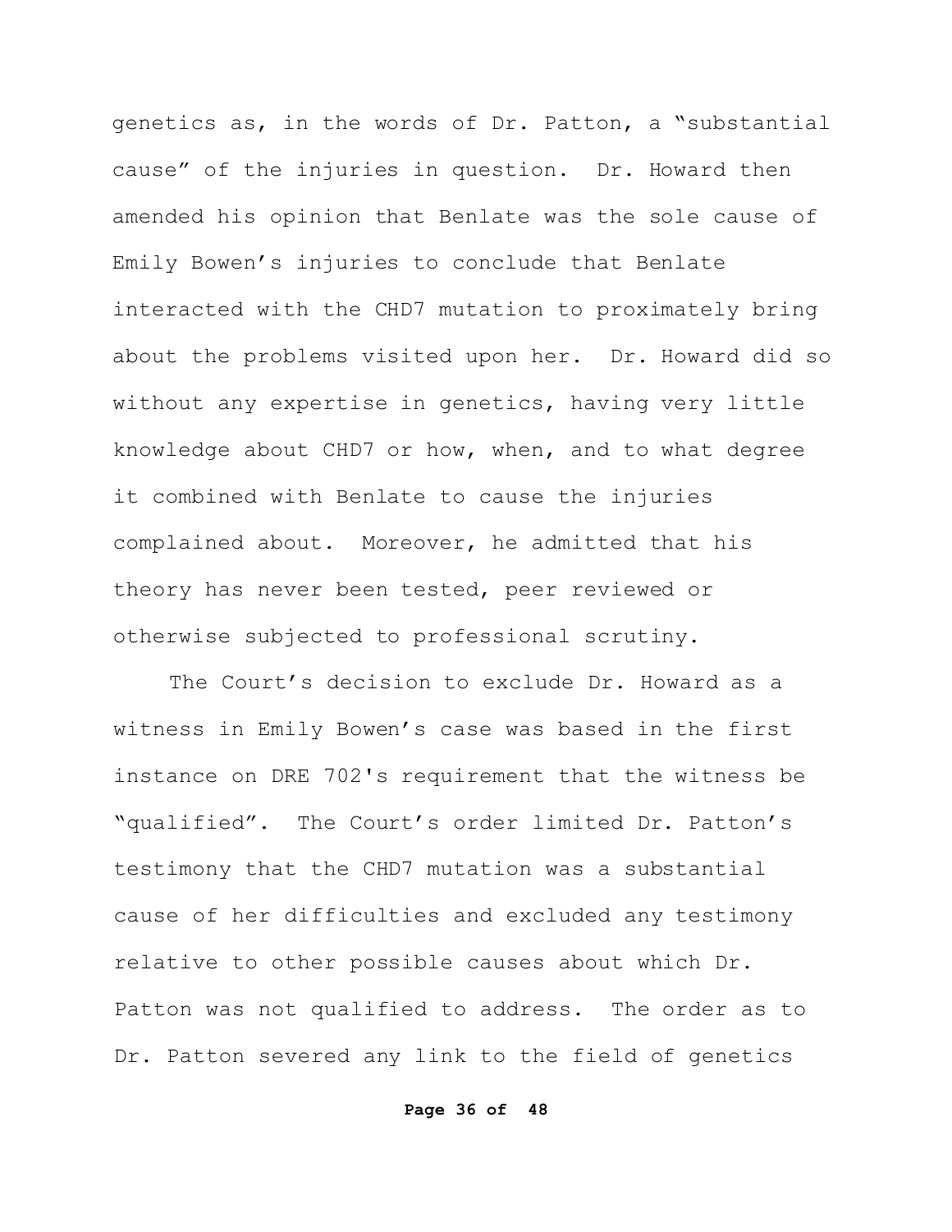genetics as, in the words of Dr. Patton, a "substantial cause" of the injuries in question. Dr. Howard then amended his opinion that Benlate was the sole cause of Emily Bowen's injuries to conclude that Benlate interacted with the CHD7 mutation to proximately bring about the problems visited upon her. Dr. Howard did so without any expertise in genetics, having very little knowledge about CHD7 or how, when, and to what degree it combined with Benlate to cause the injuries complained about. Moreover, he admitted that his theory has never been tested, peer reviewed or otherwise subjected to professional scrutiny.

The Court's decision to exclude Dr. Howard as a witness in Emily Bowen's case was based in the first instance on DRE 702's requirement that the witness be "qualified". The Court's order limited Dr. Patton's testimony that the CHD7 mutation was a substantial cause of her difficulties and excluded any testimony relative to other possible causes about which Dr. Patton was not qualified to address. The order as to Dr. Patton severed any link to the field of genetics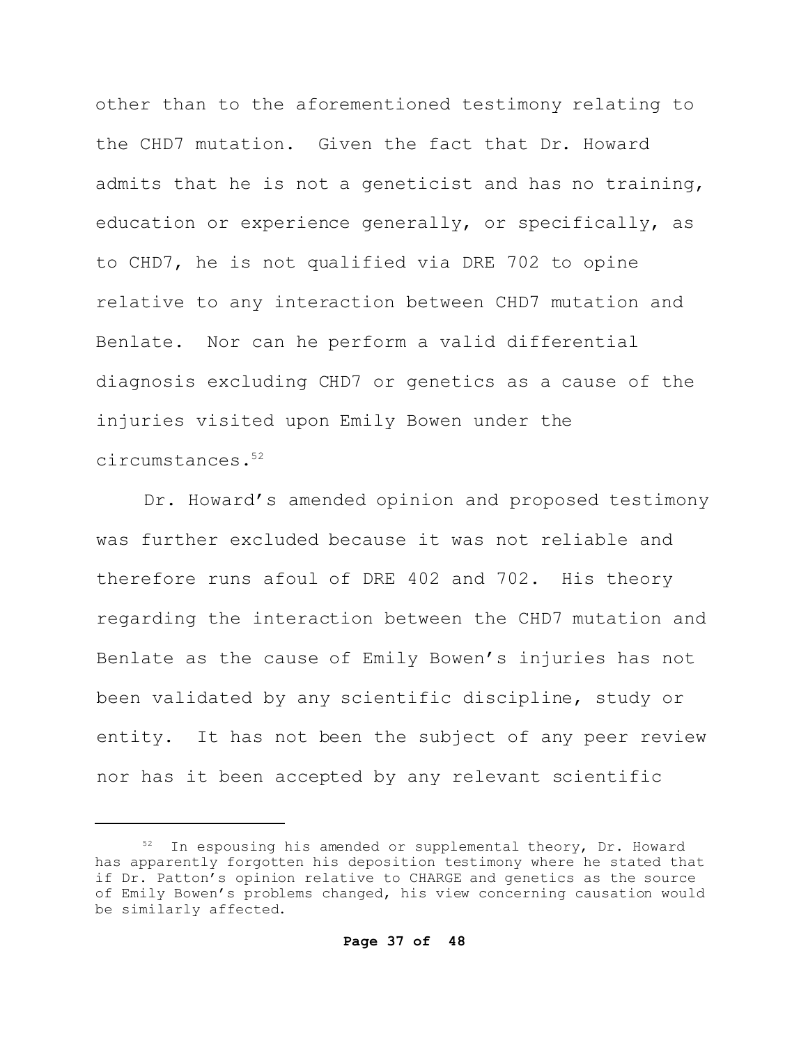other than to the aforementioned testimony relating to the CHD7 mutation. Given the fact that Dr. Howard admits that he is not a geneticist and has no training, education or experience generally, or specifically, as to CHD7, he is not qualified via DRE 702 to opine relative to any interaction between CHD7 mutation and Benlate. Nor can he perform a valid differential diagnosis excluding CHD7 or genetics as a cause of the injuries visited upon Emily Bowen under the circumstances.[52]

Dr. Howard's amended opinion and proposed testimony was further excluded because it was not reliable and therefore runs afoul of DRE 402 and 702. His theory regarding the interaction between the CHD7 mutation and Benlate as the cause of Emily Bowen's injuries has not been validated by any scientific discipline, study or entity. It has not been the subject of any peer review nor has it been accepted by any relevant scientific

---

[52] In espousing his amended or supplemental theory, Dr. Howard has apparently forgotten his deposition testimony where he stated that if Dr. Patton's opinion relative to CHARGE and genetics as the source of Emily Bowen's problems changed, his view concerning causation would be similarly affected.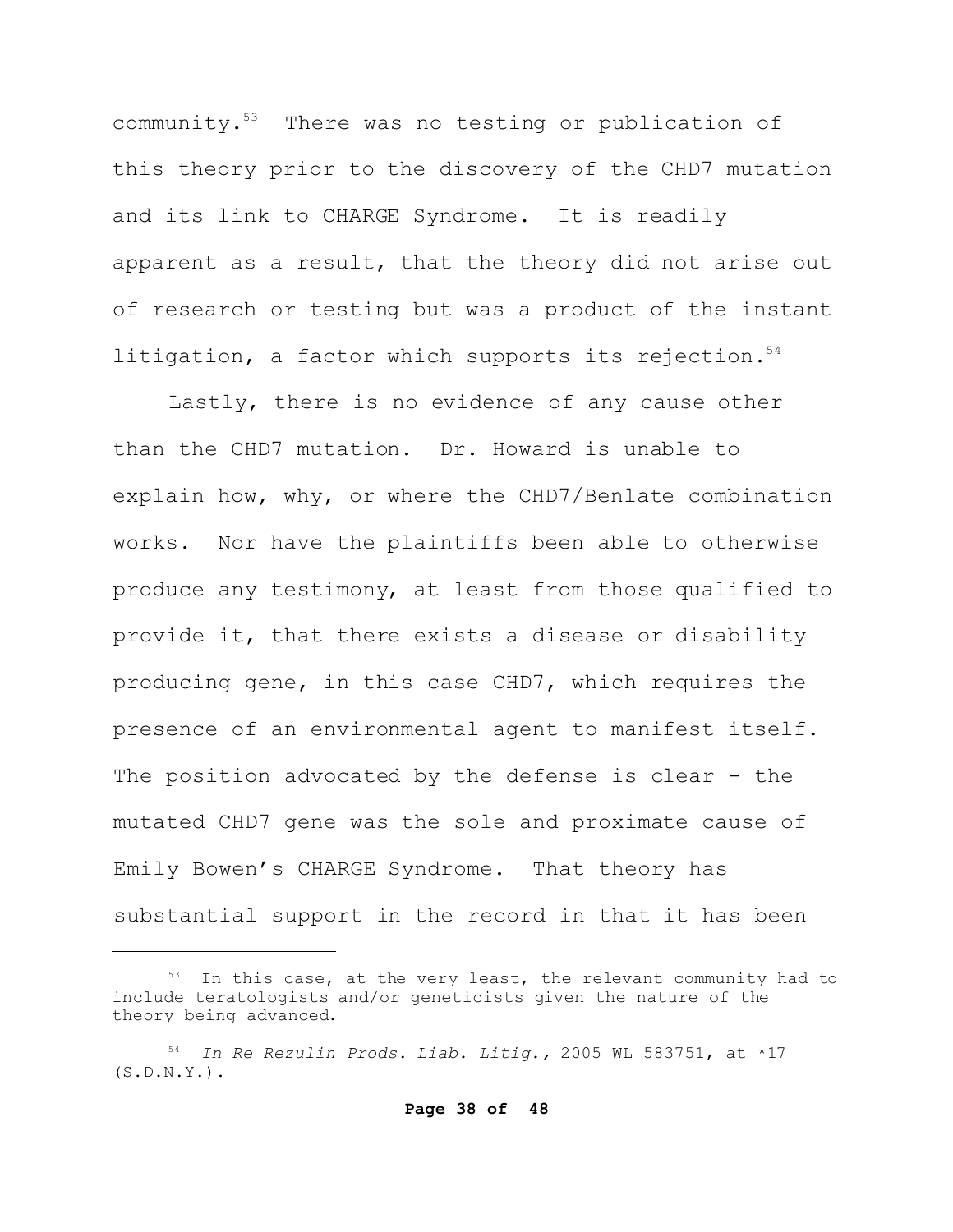community.[53] There was no testing or publication of this theory prior to the discovery of the CHD7 mutation and its link to CHARGE Syndrome. It is readily apparent as a result, that the theory did not arise out of research or testing but was a product of the instant litigation, a factor which supports its rejection.[54]

Lastly, there is no evidence of any cause other than the CHD7 mutation. Dr. Howard is unable to explain how, why, or where the CHD7/Benlate combination works. Nor have the plaintiffs been able to otherwise produce any testimony, at least from those qualified to provide it, that there exists a disease or disability producing gene, in this case CHD7, which requires the presence of an environmental agent to manifest itself. The position advocated by the defense is clear - the mutated CHD7 gene was the sole and proximate cause of Emily Bowen's CHARGE Syndrome. That theory has substantial support in the record in that it has been

---

[53] In this case, at the very least, the relevant community had to include teratologists and/or geneticists given the nature of the theory being advanced.

[54] *In Re Rezulin Prods. Liab. Litig.,* 2005 WL 583751, at *17 (S.D.N.Y.).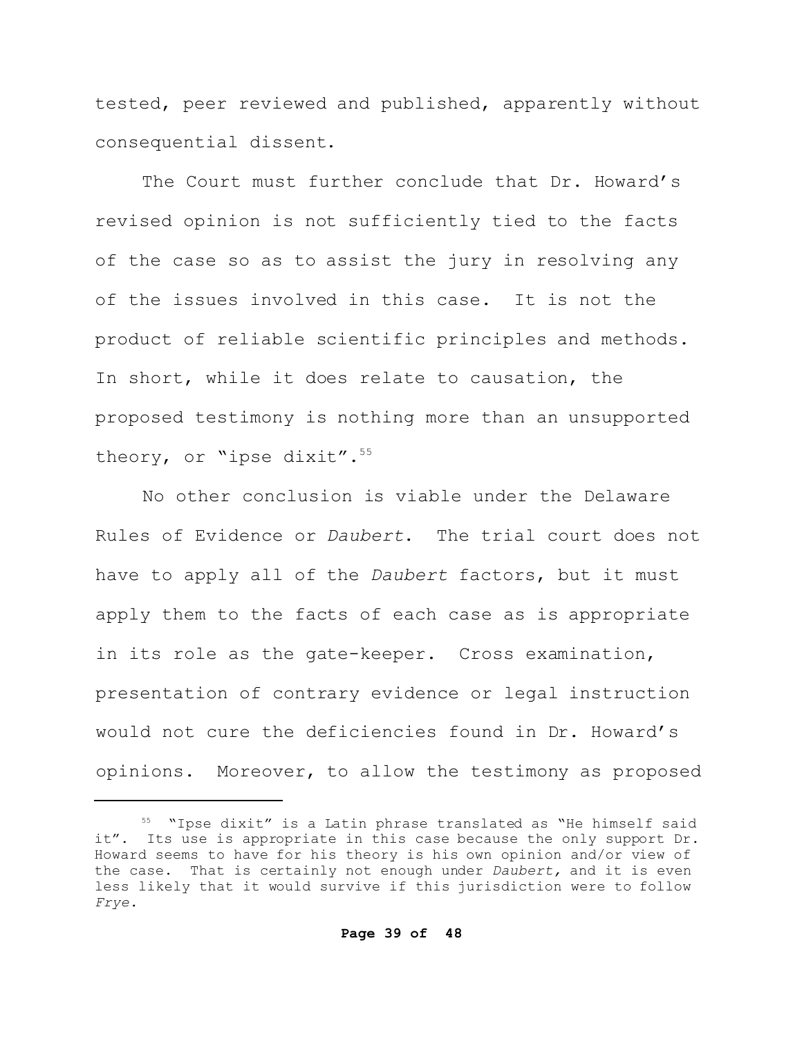tested, peer reviewed and published, apparently without consequential dissent.

The Court must further conclude that Dr. Howard's revised opinion is not sufficiently tied to the facts of the case so as to assist the jury in resolving any of the issues involved in this case. It is not the product of reliable scientific principles and methods. In short, while it does relate to causation, the proposed testimony is nothing more than an unsupported theory, or "ipse dixit".[55]

No other conclusion is viable under the Delaware Rules of Evidence or *Daubert*. The trial court does not have to apply all of the *Daubert* factors, but it must apply them to the facts of each case as is appropriate in its role as the gate-keeper. Cross examination, presentation of contrary evidence or legal instruction would not cure the deficiencies found in Dr. Howard's opinions. Moreover, to allow the testimony as proposed

---

[55] "Ipse dixit" is a Latin phrase translated as "He himself said it". Its use is appropriate in this case because the only support Dr. Howard seems to have for his theory is his own opinion and/or view of the case. That is certainly not enough under *Daubert,* and it is even less likely that it would survive if this jurisdiction were to follow *Frye.*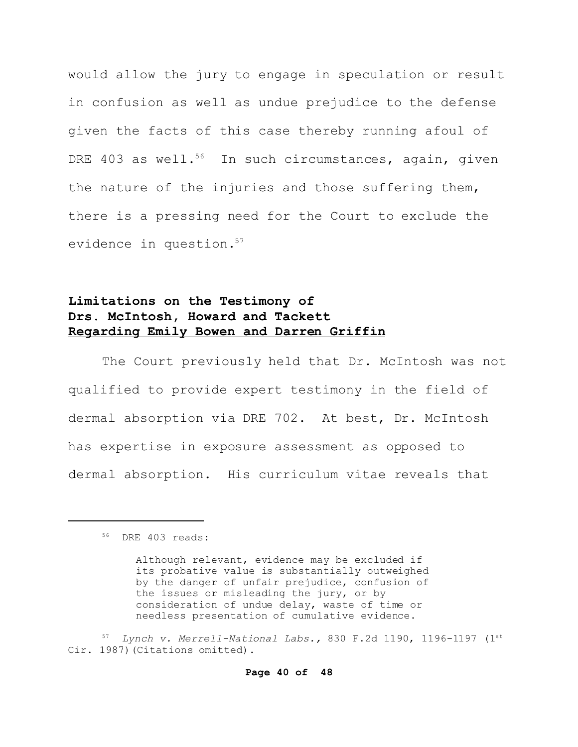would allow the jury to engage in speculation or result in confusion as well as undue prejudice to the defense given the facts of this case thereby running afoul of DRE 403 as well.[56] In such circumstances, again, given the nature of the injuries and those suffering them, there is a pressing need for the Court to exclude the evidence in question.[57]

**Limitations on the Testimony of**
**Drs. McIntosh, Howard and Tackett**
**Regarding Emily Bowen and Darren Griffin**

The Court previously held that Dr. McIntosh was not qualified to provide expert testimony in the field of dermal absorption via DRE 702. At best, Dr. McIntosh has expertise in exposure assessment as opposed to dermal absorption. His curriculum vitae reveals that

---

[56] DRE 403 reads:

> Although relevant, evidence may be excluded if its probative value is substantially outweighed by the danger of unfair prejudice, confusion of the issues or misleading the jury, or by consideration of undue delay, waste of time or needless presentation of cumulative evidence.

[57] *Lynch v. Merrell-National Labs.,* 830 F.2d 1190, 1196-1197 (1st Cir. 1987)(Citations omitted).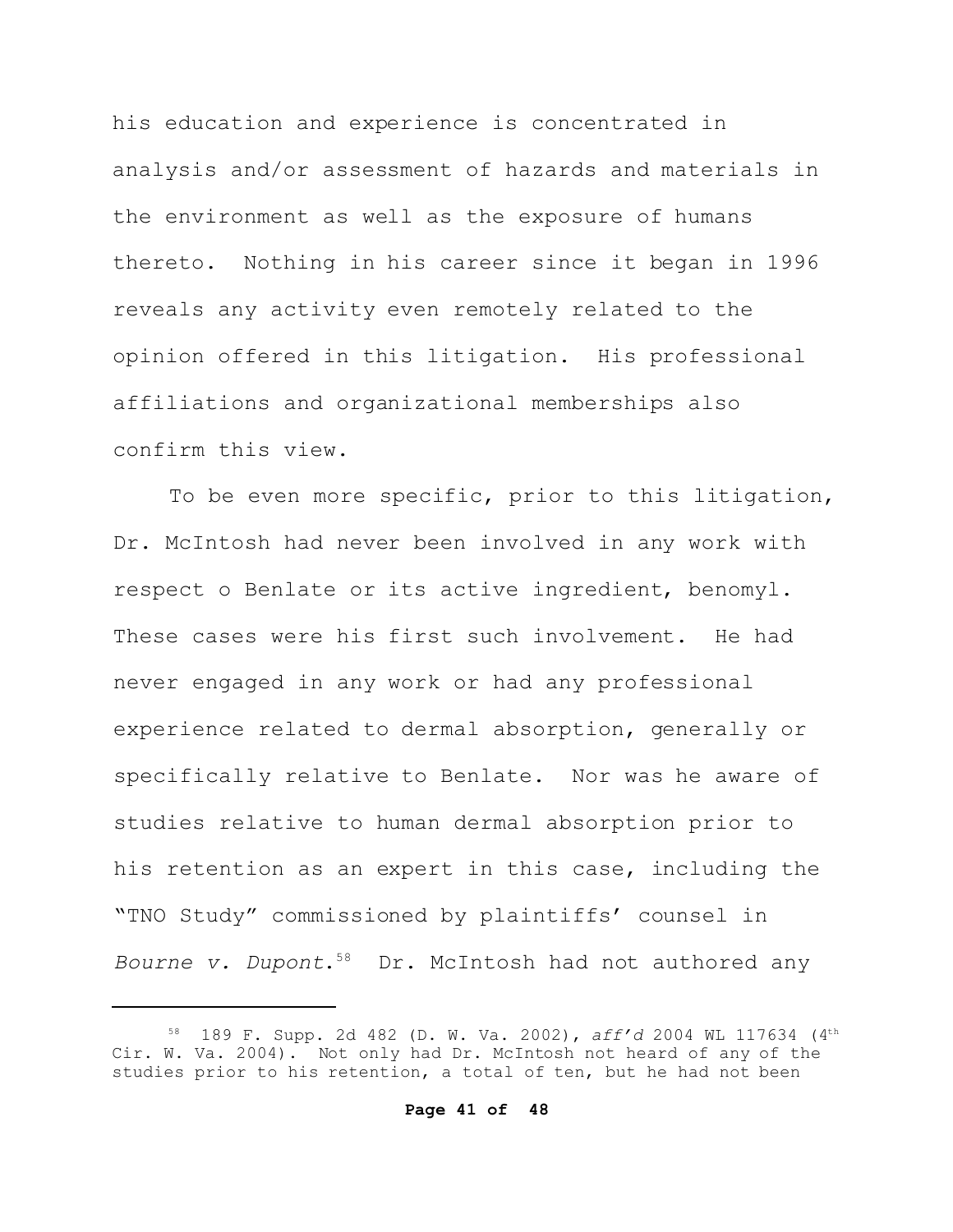his education and experience is concentrated in analysis and/or assessment of hazards and materials in the environment as well as the exposure of humans thereto. Nothing in his career since it began in 1996 reveals any activity even remotely related to the opinion offered in this litigation. His professional affiliations and organizational memberships also confirm this view.

To be even more specific, prior to this litigation, Dr. McIntosh had never been involved in any work with respect o Benlate or its active ingredient, benomyl. These cases were his first such involvement. He had never engaged in any work or had any professional experience related to dermal absorption, generally or specifically relative to Benlate. Nor was he aware of studies relative to human dermal absorption prior to his retention as an expert in this case, including the "TNO Study" commissioned by plaintiffs' counsel in *Bourne v. Dupont*.[58] Dr. McIntosh had not authored any

---

[58] 189 F. Supp. 2d 482 (D. W. Va. 2002), *aff'd* 2004 WL 117634 (4th Cir. W. Va. 2004). Not only had Dr. McIntosh not heard of any of the studies prior to his retention, a total of ten, but he had not been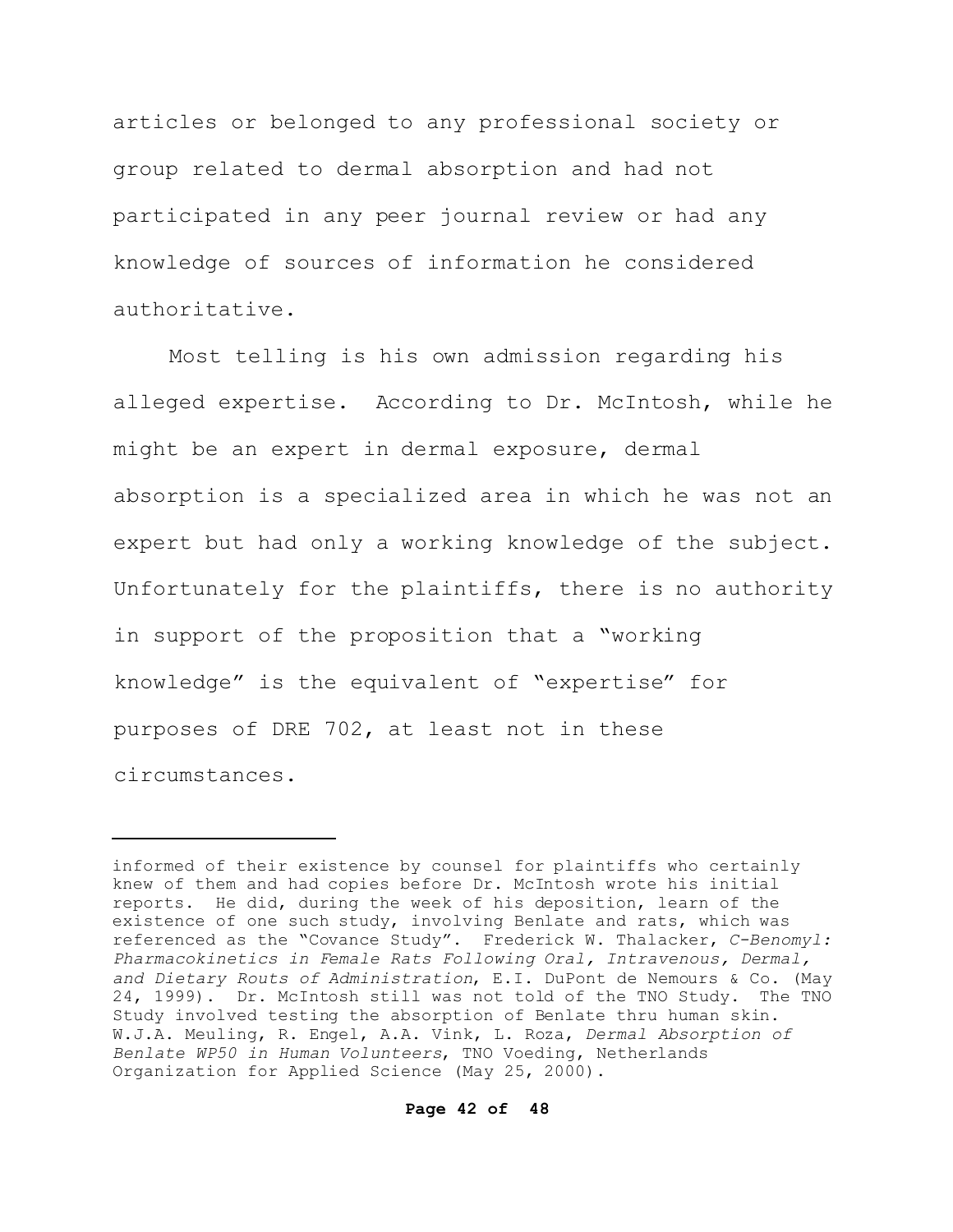articles or belonged to any professional society or group related to dermal absorption and had not participated in any peer journal review or had any knowledge of sources of information he considered authoritative.

Most telling is his own admission regarding his alleged expertise. According to Dr. McIntosh, while he might be an expert in dermal exposure, dermal absorption is a specialized area in which he was not an expert but had only a working knowledge of the subject. Unfortunately for the plaintiffs, there is no authority in support of the proposition that a "working knowledge" is the equivalent of "expertise" for purposes of DRE 702, at least not in these circumstances.

---

informed of their existence by counsel for plaintiffs who certainly knew of them and had copies before Dr. McIntosh wrote his initial reports. He did, during the week of his deposition, learn of the existence of one such study, involving Benlate and rats, which was referenced as the "Covance Study". Frederick W. Thalacker, *C-Benomyl: Pharmacokinetics in Female Rats Following Oral, Intravenous, Dermal, and Dietary Routs of Administration*, E.I. DuPont de Nemours & Co. (May 24, 1999). Dr. McIntosh still was not told of the TNO Study. The TNO Study involved testing the absorption of Benlate thru human skin. W.J.A. Meuling, R. Engel, A.A. Vink, L. Roza, *Dermal Absorption of Benlate WP50 in Human Volunteers*, TNO Voeding, Netherlands Organization for Applied Science (May 25, 2000).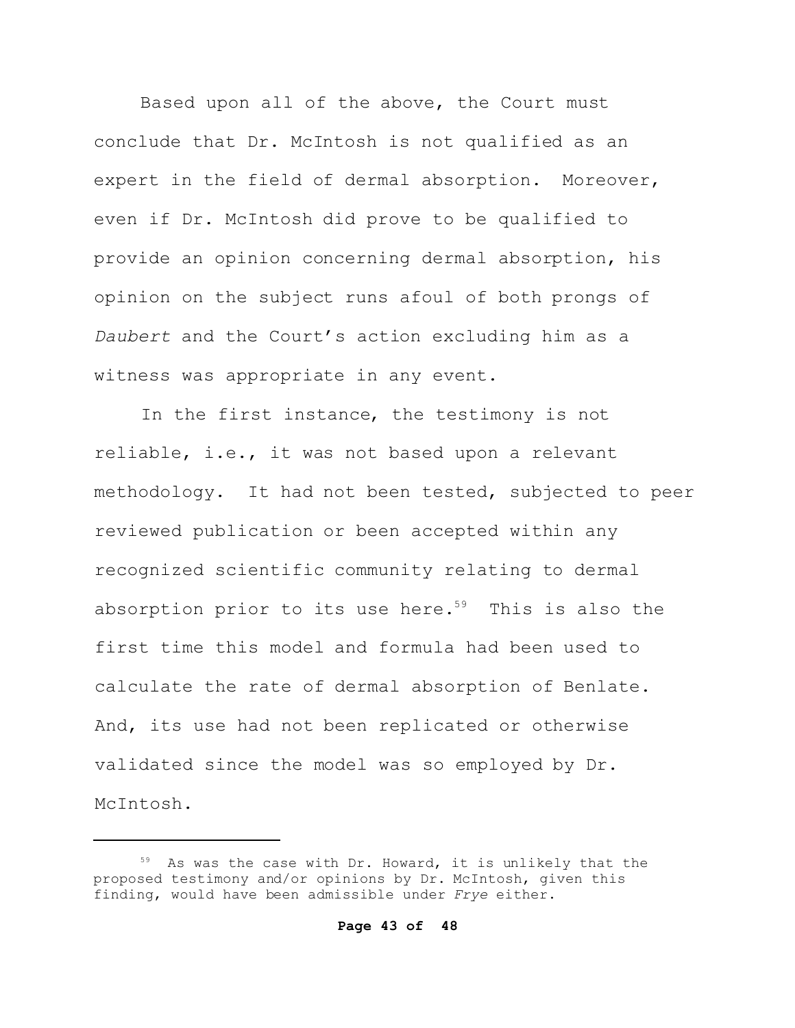Based upon all of the above, the Court must conclude that Dr. McIntosh is not qualified as an expert in the field of dermal absorption. Moreover, even if Dr. McIntosh did prove to be qualified to provide an opinion concerning dermal absorption, his opinion on the subject runs afoul of both prongs of *Daubert* and the Court's action excluding him as a witness was appropriate in any event.

In the first instance, the testimony is not reliable, i.e., it was not based upon a relevant methodology. It had not been tested, subjected to peer reviewed publication or been accepted within any recognized scientific community relating to dermal absorption prior to its use here.[59] This is also the first time this model and formula had been used to calculate the rate of dermal absorption of Benlate. And, its use had not been replicated or otherwise validated since the model was so employed by Dr. McIntosh.

---

[59] As was the case with Dr. Howard, it is unlikely that the proposed testimony and/or opinions by Dr. McIntosh, given this finding, would have been admissible under *Frye* either.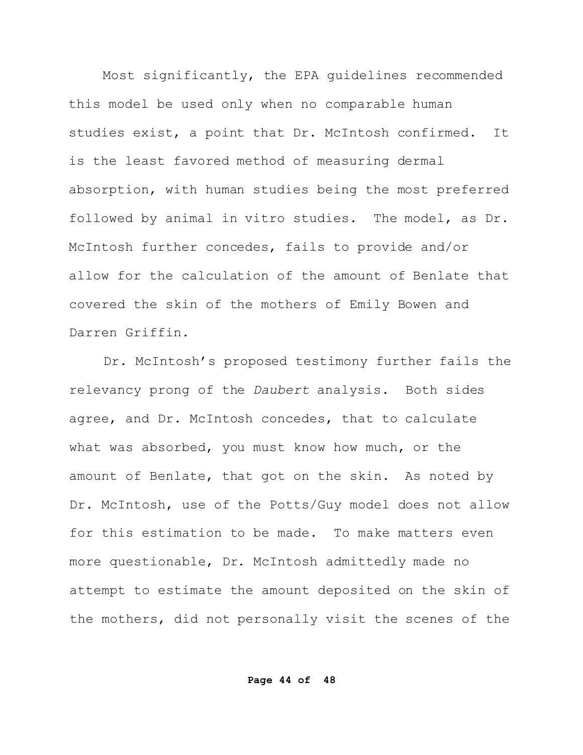Most significantly, the EPA guidelines recommended this model be used only when no comparable human studies exist, a point that Dr. McIntosh confirmed. It is the least favored method of measuring dermal absorption, with human studies being the most preferred followed by animal in vitro studies. The model, as Dr. McIntosh further concedes, fails to provide and/or allow for the calculation of the amount of Benlate that covered the skin of the mothers of Emily Bowen and Darren Griffin.

Dr. McIntosh's proposed testimony further fails the relevancy prong of the *Daubert* analysis. Both sides agree, and Dr. McIntosh concedes, that to calculate what was absorbed, you must know how much, or the amount of Benlate, that got on the skin. As noted by Dr. McIntosh, use of the Potts/Guy model does not allow for this estimation to be made. To make matters even more questionable, Dr. McIntosh admittedly made no attempt to estimate the amount deposited on the skin of the mothers, did not personally visit the scenes of the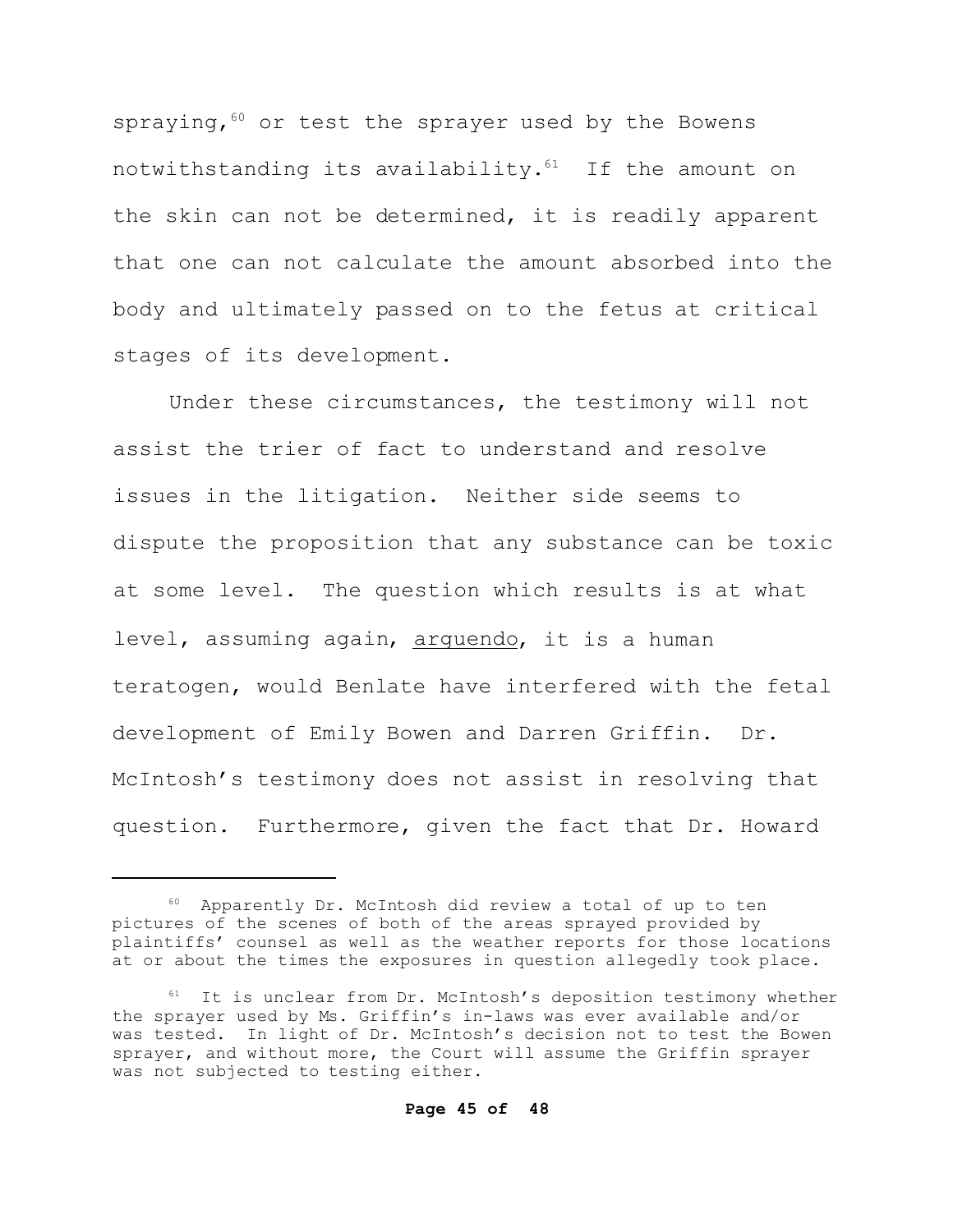spraying,[60] or test the sprayer used by the Bowens notwithstanding its availability.[61] If the amount on the skin can not be determined, it is readily apparent that one can not calculate the amount absorbed into the body and ultimately passed on to the fetus at critical stages of its development.

Under these circumstances, the testimony will not assist the trier of fact to understand and resolve issues in the litigation. Neither side seems to dispute the proposition that any substance can be toxic at some level. The question which results is at what level, assuming again, arguendo, it is a human teratogen, would Benlate have interfered with the fetal development of Emily Bowen and Darren Griffin. Dr. McIntosh's testimony does not assist in resolving that question. Furthermore, given the fact that Dr. Howard

---

[60] Apparently Dr. McIntosh did review a total of up to ten pictures of the scenes of both of the areas sprayed provided by plaintiffs' counsel as well as the weather reports for those locations at or about the times the exposures in question allegedly took place.

[61] It is unclear from Dr. McIntosh's deposition testimony whether the sprayer used by Ms. Griffin's in-laws was ever available and/or was tested. In light of Dr. McIntosh's decision not to test the Bowen sprayer, and without more, the Court will assume the Griffin sprayer was not subjected to testing either.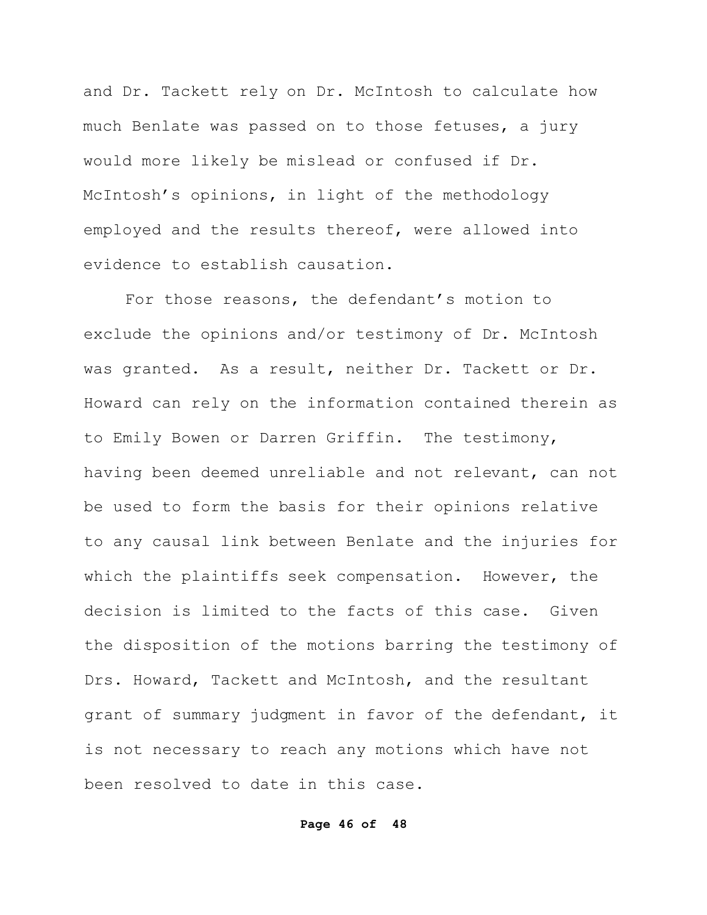and Dr. Tackett rely on Dr. McIntosh to calculate how much Benlate was passed on to those fetuses, a jury would more likely be mislead or confused if Dr. McIntosh's opinions, in light of the methodology employed and the results thereof, were allowed into evidence to establish causation.

For those reasons, the defendant's motion to exclude the opinions and/or testimony of Dr. McIntosh was granted. As a result, neither Dr. Tackett or Dr. Howard can rely on the information contained therein as to Emily Bowen or Darren Griffin. The testimony, having been deemed unreliable and not relevant, can not be used to form the basis for their opinions relative to any causal link between Benlate and the injuries for which the plaintiffs seek compensation. However, the decision is limited to the facts of this case. Given the disposition of the motions barring the testimony of Drs. Howard, Tackett and McIntosh, and the resultant grant of summary judgment in favor of the defendant, it is not necessary to reach any motions which have not been resolved to date in this case.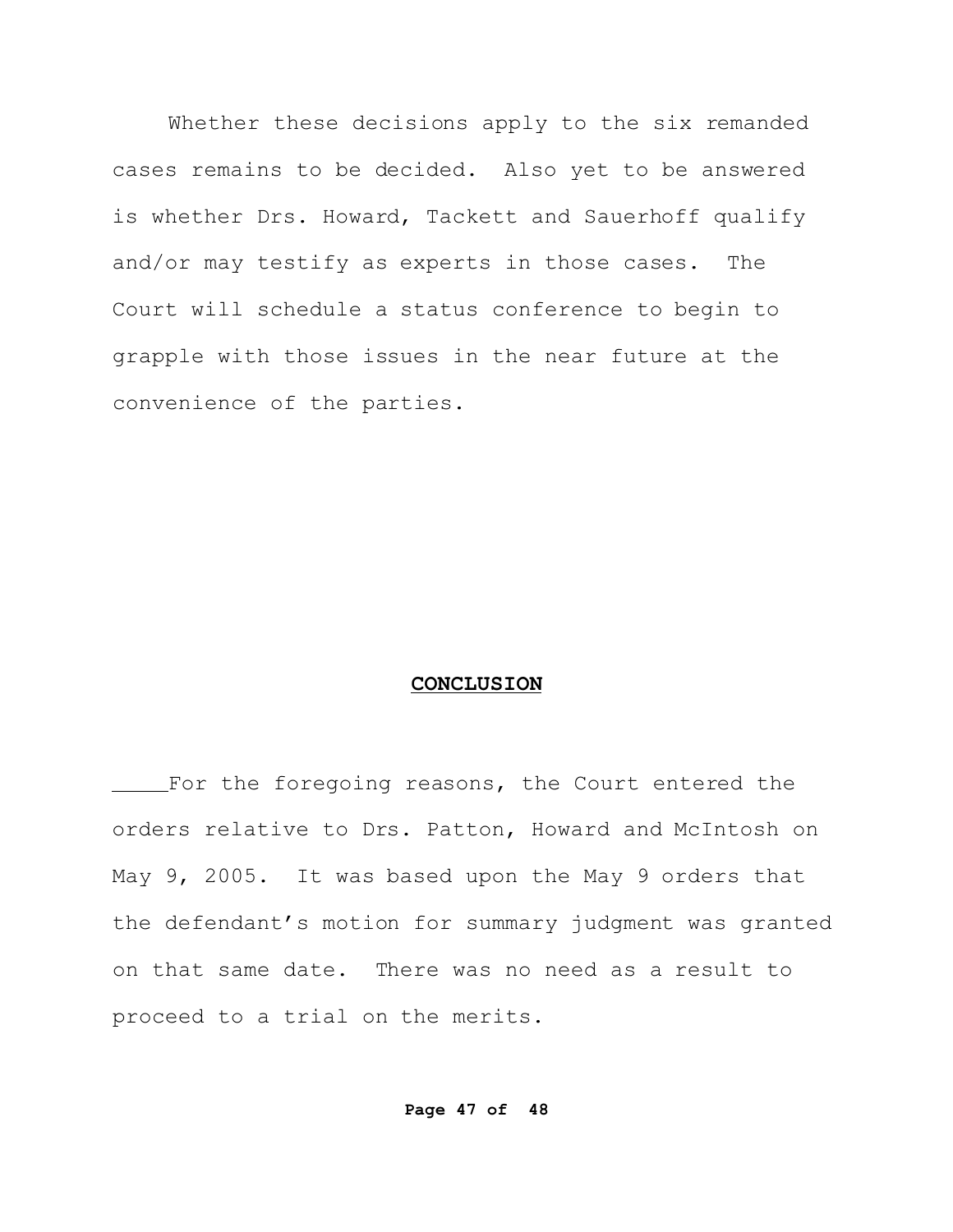Whether these decisions apply to the six remanded cases remains to be decided. Also yet to be answered is whether Drs. Howard, Tackett and Sauerhoff qualify and/or may testify as experts in those cases. The Court will schedule a status conference to begin to grapple with those issues in the near future at the convenience of the parties.

## **CONCLUSION**

For the foregoing reasons, the Court entered the orders relative to Drs. Patton, Howard and McIntosh on May 9, 2005. It was based upon the May 9 orders that the defendant's motion for summary judgment was granted on that same date. There was no need as a result to proceed to a trial on the merits.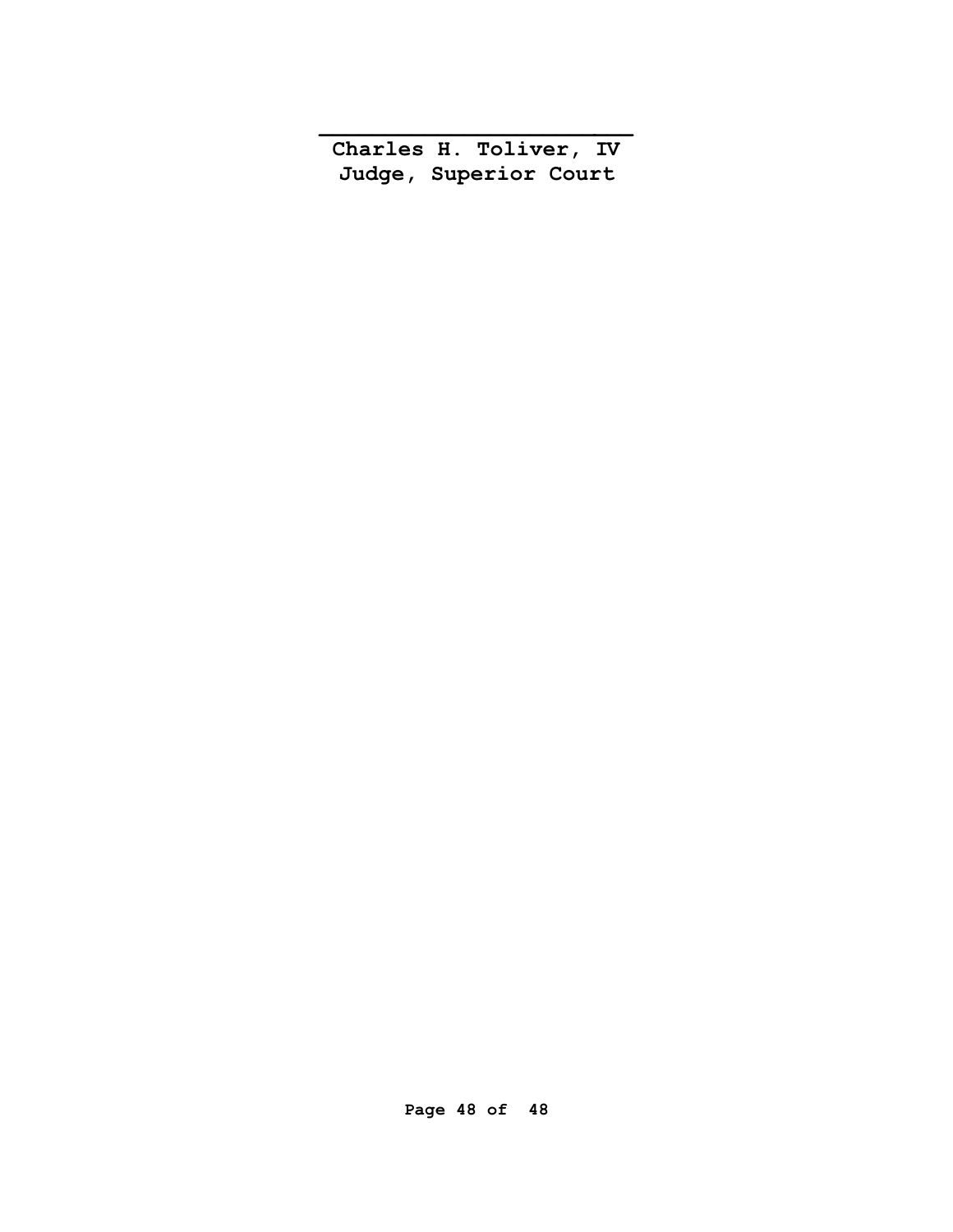\_\_\_\_\_\_\_\_\_\_\_\_\_\_\_\_\_\_\_\_\_\_\_\_

**Charles H. Toliver, IV**
**Judge, Superior Court**